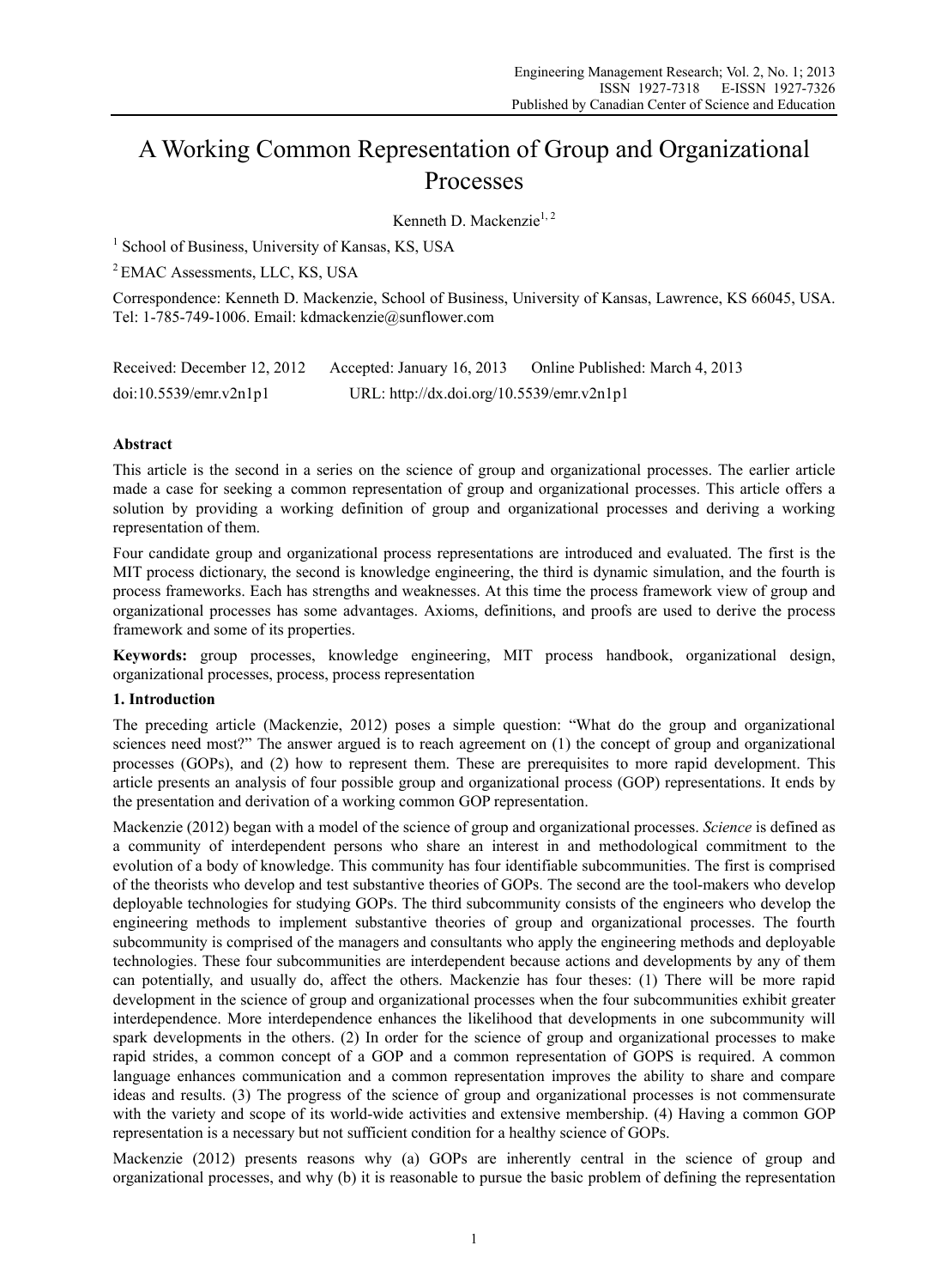# A Working Common Representation of Group and Organizational Processes

Kenneth D. Mackenzie[1, 2]

[1] School of Business, University of Kansas, KS, USA

[2] EMAC Assessments, LLC, KS, USA

Correspondence: Kenneth D. Mackenzie, School of Business, University of Kansas, Lawrence, KS 66045, USA. Tel: 1-785-749-1006. Email: kdmackenzie@sunflower.com

Received: December 12, 2012  Accepted: January 16, 2013  Online Published: March 4, 2013

doi:10.5539/emr.v2n1p1  URL: http://dx.doi.org/10.5539/emr.v2n1p1

## Abstract

This article is the second in a series on the science of group and organizational processes. The earlier article made a case for seeking a common representation of group and organizational processes. This article offers a solution by providing a working definition of group and organizational processes and deriving a working representation of them.

Four candidate group and organizational process representations are introduced and evaluated. The first is the MIT process dictionary, the second is knowledge engineering, the third is dynamic simulation, and the fourth is process frameworks. Each has strengths and weaknesses. At this time the process framework view of group and organizational processes has some advantages. Axioms, definitions, and proofs are used to derive the process framework and some of its properties.

**Keywords:** group processes, knowledge engineering, MIT process handbook, organizational design, organizational processes, process, process representation

## 1. Introduction

The preceding article (Mackenzie, 2012) poses a simple question: "What do the group and organizational sciences need most?" The answer argued is to reach agreement on (1) the concept of group and organizational processes (GOPs), and (2) how to represent them. These are prerequisites to more rapid development. This article presents an analysis of four possible group and organizational process (GOP) representations. It ends by the presentation and derivation of a working common GOP representation.

Mackenzie (2012) began with a model of the science of group and organizational processes. *Science* is defined as a community of interdependent persons who share an interest in and methodological commitment to the evolution of a body of knowledge. This community has four identifiable subcommunities. The first is comprised of the theorists who develop and test substantive theories of GOPs. The second are the tool-makers who develop deployable technologies for studying GOPs. The third subcommunity consists of the engineers who develop the engineering methods to implement substantive theories of group and organizational processes. The fourth subcommunity is comprised of the managers and consultants who apply the engineering methods and deployable technologies. These four subcommunities are interdependent because actions and developments by any of them can potentially, and usually do, affect the others. Mackenzie has four theses: (1) There will be more rapid development in the science of group and organizational processes when the four subcommunities exhibit greater interdependence. More interdependence enhances the likelihood that developments in one subcommunity will spark developments in the others. (2) In order for the science of group and organizational processes to make rapid strides, a common concept of a GOP and a common representation of GOPS is required. A common language enhances communication and a common representation improves the ability to share and compare ideas and results. (3) The progress of the science of group and organizational processes is not commensurate with the variety and scope of its world-wide activities and extensive membership. (4) Having a common GOP representation is a necessary but not sufficient condition for a healthy science of GOPs.

Mackenzie (2012) presents reasons why (a) GOPs are inherently central in the science of group and organizational processes, and why (b) it is reasonable to pursue the basic problem of defining the representation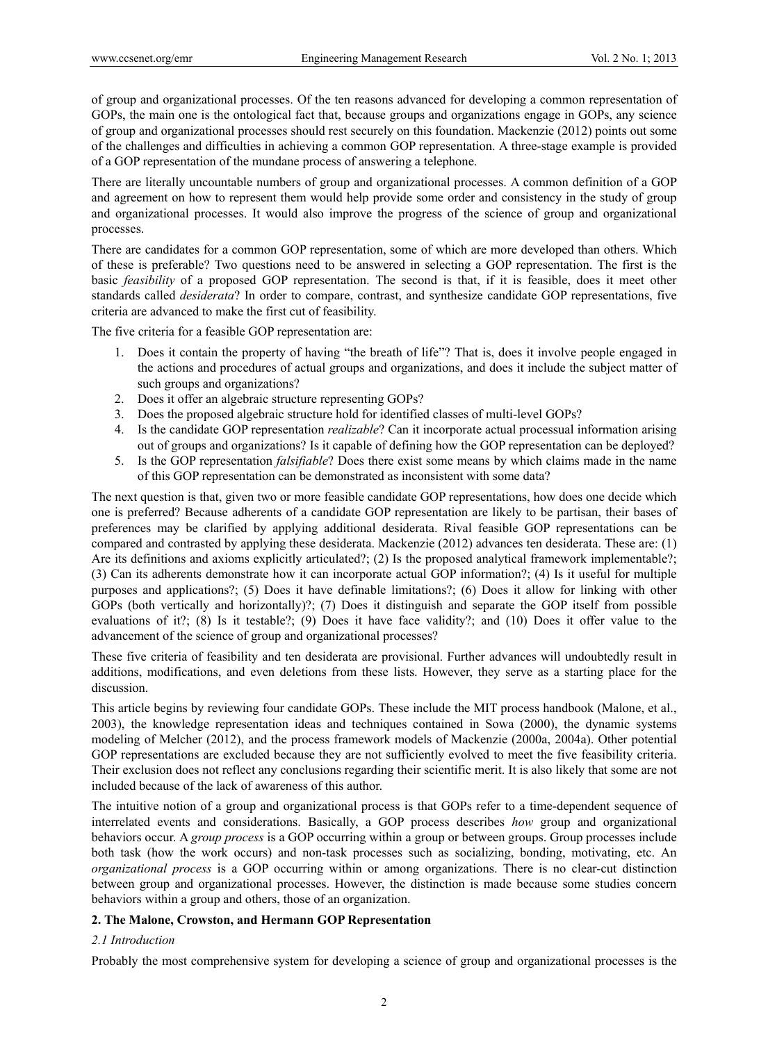of group and organizational processes. Of the ten reasons advanced for developing a common representation of GOPs, the main one is the ontological fact that, because groups and organizations engage in GOPs, any science of group and organizational processes should rest securely on this foundation. Mackenzie (2012) points out some of the challenges and difficulties in achieving a common GOP representation. A three-stage example is provided of a GOP representation of the mundane process of answering a telephone.

There are literally uncountable numbers of group and organizational processes. A common definition of a GOP and agreement on how to represent them would help provide some order and consistency in the study of group and organizational processes. It would also improve the progress of the science of group and organizational processes.

There are candidates for a common GOP representation, some of which are more developed than others. Which of these is preferable? Two questions need to be answered in selecting a GOP representation. The first is the basic *feasibility* of a proposed GOP representation. The second is that, if it is feasible, does it meet other standards called *desiderata*? In order to compare, contrast, and synthesize candidate GOP representations, five criteria are advanced to make the first cut of feasibility.

The five criteria for a feasible GOP representation are:

1. Does it contain the property of having "the breath of life"? That is, does it involve people engaged in the actions and procedures of actual groups and organizations, and does it include the subject matter of such groups and organizations?
2. Does it offer an algebraic structure representing GOPs?
3. Does the proposed algebraic structure hold for identified classes of multi-level GOPs?
4. Is the candidate GOP representation *realizable*? Can it incorporate actual processual information arising out of groups and organizations? Is it capable of defining how the GOP representation can be deployed?
5. Is the GOP representation *falsifiable*? Does there exist some means by which claims made in the name of this GOP representation can be demonstrated as inconsistent with some data?

The next question is that, given two or more feasible candidate GOP representations, how does one decide which one is preferred? Because adherents of a candidate GOP representation are likely to be partisan, their bases of preferences may be clarified by applying additional desiderata. Rival feasible GOP representations can be compared and contrasted by applying these desiderata. Mackenzie (2012) advances ten desiderata. These are: (1) Are its definitions and axioms explicitly articulated?; (2) Is the proposed analytical framework implementable?; (3) Can its adherents demonstrate how it can incorporate actual GOP information?; (4) Is it useful for multiple purposes and applications?; (5) Does it have definable limitations?; (6) Does it allow for linking with other GOPs (both vertically and horizontally)?; (7) Does it distinguish and separate the GOP itself from possible evaluations of it?; (8) Is it testable?; (9) Does it have face validity?; and (10) Does it offer value to the advancement of the science of group and organizational processes?

These five criteria of feasibility and ten desiderata are provisional. Further advances will undoubtedly result in additions, modifications, and even deletions from these lists. However, they serve as a starting place for the discussion.

This article begins by reviewing four candidate GOPs. These include the MIT process handbook (Malone, et al., 2003), the knowledge representation ideas and techniques contained in Sowa (2000), the dynamic systems modeling of Melcher (2012), and the process framework models of Mackenzie (2000a, 2004a). Other potential GOP representations are excluded because they are not sufficiently evolved to meet the five feasibility criteria. Their exclusion does not reflect any conclusions regarding their scientific merit. It is also likely that some are not included because of the lack of awareness of this author.

The intuitive notion of a group and organizational process is that GOPs refer to a time-dependent sequence of interrelated events and considerations. Basically, a GOP process describes *how* group and organizational behaviors occur. A *group process* is a GOP occurring within a group or between groups. Group processes include both task (how the work occurs) and non-task processes such as socializing, bonding, motivating, etc. An *organizational process* is a GOP occurring within or among organizations. There is no clear-cut distinction between group and organizational processes. However, the distinction is made because some studies concern behaviors within a group and others, those of an organization.

## 2. The Malone, Crowston, and Hermann GOP Representation

### *2.1 Introduction*

Probably the most comprehensive system for developing a science of group and organizational processes is the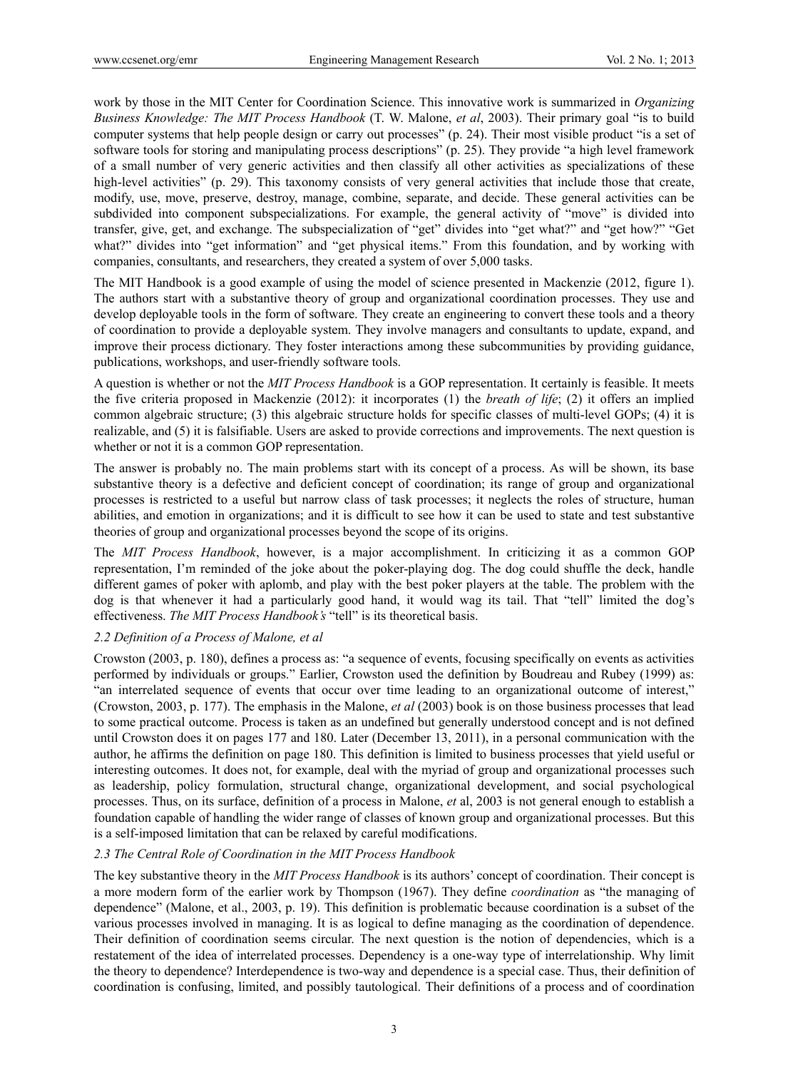work by those in the MIT Center for Coordination Science. This innovative work is summarized in *Organizing Business Knowledge: The MIT Process Handbook* (T. W. Malone, *et al*, 2003). Their primary goal "is to build computer systems that help people design or carry out processes" (p. 24). Their most visible product "is a set of software tools for storing and manipulating process descriptions" (p. 25). They provide "a high level framework of a small number of very generic activities and then classify all other activities as specializations of these high-level activities" (p. 29). This taxonomy consists of very general activities that include those that create, modify, use, move, preserve, destroy, manage, combine, separate, and decide. These general activities can be subdivided into component subspecializations. For example, the general activity of "move" is divided into transfer, give, get, and exchange. The subspecialization of "get" divides into "get what?" and "get how?" "Get what?" divides into "get information" and "get physical items." From this foundation, and by working with companies, consultants, and researchers, they created a system of over 5,000 tasks.

The MIT Handbook is a good example of using the model of science presented in Mackenzie (2012, figure 1). The authors start with a substantive theory of group and organizational coordination processes. They use and develop deployable tools in the form of software. They create an engineering to convert these tools and a theory of coordination to provide a deployable system. They involve managers and consultants to update, expand, and improve their process dictionary. They foster interactions among these subcommunities by providing guidance, publications, workshops, and user-friendly software tools.

A question is whether or not the *MIT Process Handbook* is a GOP representation. It certainly is feasible. It meets the five criteria proposed in Mackenzie (2012): it incorporates (1) the *breath of life*; (2) it offers an implied common algebraic structure; (3) this algebraic structure holds for specific classes of multi-level GOPs; (4) it is realizable, and (5) it is falsifiable. Users are asked to provide corrections and improvements. The next question is whether or not it is a common GOP representation.

The answer is probably no. The main problems start with its concept of a process. As will be shown, its base substantive theory is a defective and deficient concept of coordination; its range of group and organizational processes is restricted to a useful but narrow class of task processes; it neglects the roles of structure, human abilities, and emotion in organizations; and it is difficult to see how it can be used to state and test substantive theories of group and organizational processes beyond the scope of its origins.

The *MIT Process Handbook*, however, is a major accomplishment. In criticizing it as a common GOP representation, I'm reminded of the joke about the poker-playing dog. The dog could shuffle the deck, handle different games of poker with aplomb, and play with the best poker players at the table. The problem with the dog is that whenever it had a particularly good hand, it would wag its tail. That "tell" limited the dog's effectiveness. *The MIT Process Handbook's* "tell" is its theoretical basis.

### *2.2 Definition of a Process of Malone, et al*

Crowston (2003, p. 180), defines a process as: "a sequence of events, focusing specifically on events as activities performed by individuals or groups." Earlier, Crowston used the definition by Boudreau and Rubey (1999) as: "an interrelated sequence of events that occur over time leading to an organizational outcome of interest," (Crowston, 2003, p. 177). The emphasis in the Malone, *et al* (2003) book is on those business processes that lead to some practical outcome. Process is taken as an undefined but generally understood concept and is not defined until Crowston does it on pages 177 and 180. Later (December 13, 2011), in a personal communication with the author, he affirms the definition on page 180. This definition is limited to business processes that yield useful or interesting outcomes. It does not, for example, deal with the myriad of group and organizational processes such as leadership, policy formulation, structural change, organizational development, and social psychological processes. Thus, on its surface, definition of a process in Malone, *et* al, 2003 is not general enough to establish a foundation capable of handling the wider range of classes of known group and organizational processes. But this is a self-imposed limitation that can be relaxed by careful modifications.

### *2.3 The Central Role of Coordination in the MIT Process Handbook*

The key substantive theory in the *MIT Process Handbook* is its authors' concept of coordination. Their concept is a more modern form of the earlier work by Thompson (1967). They define *coordination* as "the managing of dependence" (Malone, et al., 2003, p. 19). This definition is problematic because coordination is a subset of the various processes involved in managing. It is as logical to define managing as the coordination of dependence. Their definition of coordination seems circular. The next question is the notion of dependencies, which is a restatement of the idea of interrelated processes. Dependency is a one-way type of interrelationship. Why limit the theory to dependence? Interdependence is two-way and dependence is a special case. Thus, their definition of coordination is confusing, limited, and possibly tautological. Their definitions of a process and of coordination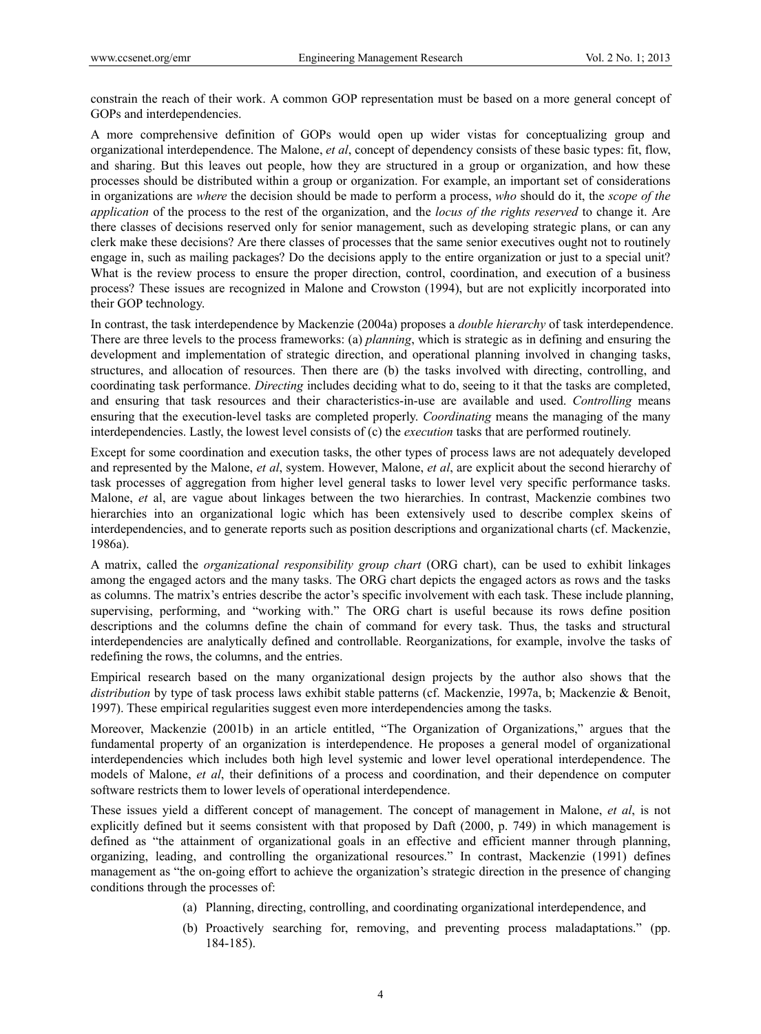constrain the reach of their work. A common GOP representation must be based on a more general concept of GOPs and interdependencies.

A more comprehensive definition of GOPs would open up wider vistas for conceptualizing group and organizational interdependence. The Malone, *et al*, concept of dependency consists of these basic types: fit, flow, and sharing. But this leaves out people, how they are structured in a group or organization, and how these processes should be distributed within a group or organization. For example, an important set of considerations in organizations are *where* the decision should be made to perform a process, *who* should do it, the *scope of the application* of the process to the rest of the organization, and the *locus of the rights reserved* to change it. Are there classes of decisions reserved only for senior management, such as developing strategic plans, or can any clerk make these decisions? Are there classes of processes that the same senior executives ought not to routinely engage in, such as mailing packages? Do the decisions apply to the entire organization or just to a special unit? What is the review process to ensure the proper direction, control, coordination, and execution of a business process? These issues are recognized in Malone and Crowston (1994), but are not explicitly incorporated into their GOP technology.

In contrast, the task interdependence by Mackenzie (2004a) proposes a *double hierarchy* of task interdependence. There are three levels to the process frameworks: (a) *planning*, which is strategic as in defining and ensuring the development and implementation of strategic direction, and operational planning involved in changing tasks, structures, and allocation of resources. Then there are (b) the tasks involved with directing, controlling, and coordinating task performance. *Directing* includes deciding what to do, seeing to it that the tasks are completed, and ensuring that task resources and their characteristics-in-use are available and used. *Controlling* means ensuring that the execution-level tasks are completed properly. *Coordinating* means the managing of the many interdependencies. Lastly, the lowest level consists of (c) the *execution* tasks that are performed routinely.

Except for some coordination and execution tasks, the other types of process laws are not adequately developed and represented by the Malone, *et al*, system. However, Malone, *et al*, are explicit about the second hierarchy of task processes of aggregation from higher level general tasks to lower level very specific performance tasks. Malone, *et* al, are vague about linkages between the two hierarchies. In contrast, Mackenzie combines two hierarchies into an organizational logic which has been extensively used to describe complex skeins of interdependencies, and to generate reports such as position descriptions and organizational charts (cf. Mackenzie, 1986a).

A matrix, called the *organizational responsibility group chart* (ORG chart), can be used to exhibit linkages among the engaged actors and the many tasks. The ORG chart depicts the engaged actors as rows and the tasks as columns. The matrix's entries describe the actor's specific involvement with each task. These include planning, supervising, performing, and "working with." The ORG chart is useful because its rows define position descriptions and the columns define the chain of command for every task. Thus, the tasks and structural interdependencies are analytically defined and controllable. Reorganizations, for example, involve the tasks of redefining the rows, the columns, and the entries.

Empirical research based on the many organizational design projects by the author also shows that the *distribution* by type of task process laws exhibit stable patterns (cf. Mackenzie, 1997a, b; Mackenzie & Benoit, 1997). These empirical regularities suggest even more interdependencies among the tasks.

Moreover, Mackenzie (2001b) in an article entitled, "The Organization of Organizations," argues that the fundamental property of an organization is interdependence. He proposes a general model of organizational interdependencies which includes both high level systemic and lower level operational interdependence. The models of Malone, *et al*, their definitions of a process and coordination, and their dependence on computer software restricts them to lower levels of operational interdependence.

These issues yield a different concept of management. The concept of management in Malone, *et al*, is not explicitly defined but it seems consistent with that proposed by Daft (2000, p. 749) in which management is defined as "the attainment of organizational goals in an effective and efficient manner through planning, organizing, leading, and controlling the organizational resources." In contrast, Mackenzie (1991) defines management as "the on-going effort to achieve the organization's strategic direction in the presence of changing conditions through the processes of:

(a) Planning, directing, controlling, and coordinating organizational interdependence, and

(b) Proactively searching for, removing, and preventing process maladaptations." (pp. 184-185).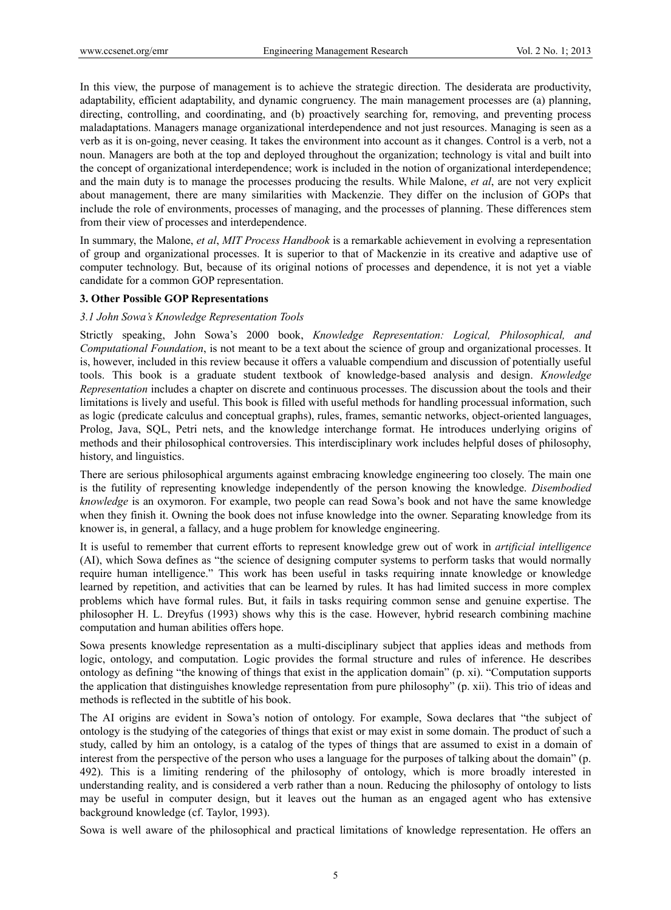In this view, the purpose of management is to achieve the strategic direction. The desiderata are productivity, adaptability, efficient adaptability, and dynamic congruency. The main management processes are (a) planning, directing, controlling, and coordinating, and (b) proactively searching for, removing, and preventing process maladaptations. Managers manage organizational interdependence and not just resources. Managing is seen as a verb as it is on-going, never ceasing. It takes the environment into account as it changes. Control is a verb, not a noun. Managers are both at the top and deployed throughout the organization; technology is vital and built into the concept of organizational interdependence; work is included in the notion of organizational interdependence; and the main duty is to manage the processes producing the results. While Malone, *et al*, are not very explicit about management, there are many similarities with Mackenzie. They differ on the inclusion of GOPs that include the role of environments, processes of managing, and the processes of planning. These differences stem from their view of processes and interdependence.

In summary, the Malone, *et al*, *MIT Process Handbook* is a remarkable achievement in evolving a representation of group and organizational processes. It is superior to that of Mackenzie in its creative and adaptive use of computer technology. But, because of its original notions of processes and dependence, it is not yet a viable candidate for a common GOP representation.

### 3. Other Possible GOP Representations

#### *3.1 John Sowa's Knowledge Representation Tools*

Strictly speaking, John Sowa's 2000 book, *Knowledge Representation: Logical, Philosophical, and Computational Foundation*, is not meant to be a text about the science of group and organizational processes. It is, however, included in this review because it offers a valuable compendium and discussion of potentially useful tools. This book is a graduate student textbook of knowledge-based analysis and design. *Knowledge Representation* includes a chapter on discrete and continuous processes. The discussion about the tools and their limitations is lively and useful. This book is filled with useful methods for handling processual information, such as logic (predicate calculus and conceptual graphs), rules, frames, semantic networks, object-oriented languages, Prolog, Java, SQL, Petri nets, and the knowledge interchange format. He introduces underlying origins of methods and their philosophical controversies. This interdisciplinary work includes helpful doses of philosophy, history, and linguistics.

There are serious philosophical arguments against embracing knowledge engineering too closely. The main one is the futility of representing knowledge independently of the person knowing the knowledge. *Disembodied knowledge* is an oxymoron. For example, two people can read Sowa's book and not have the same knowledge when they finish it. Owning the book does not infuse knowledge into the owner. Separating knowledge from its knower is, in general, a fallacy, and a huge problem for knowledge engineering.

It is useful to remember that current efforts to represent knowledge grew out of work in *artificial intelligence* (AI), which Sowa defines as "the science of designing computer systems to perform tasks that would normally require human intelligence." This work has been useful in tasks requiring innate knowledge or knowledge learned by repetition, and activities that can be learned by rules. It has had limited success in more complex problems which have formal rules. But, it fails in tasks requiring common sense and genuine expertise. The philosopher H. L. Dreyfus (1993) shows why this is the case. However, hybrid research combining machine computation and human abilities offers hope.

Sowa presents knowledge representation as a multi-disciplinary subject that applies ideas and methods from logic, ontology, and computation. Logic provides the formal structure and rules of inference. He describes ontology as defining "the knowing of things that exist in the application domain" (p. xi). "Computation supports the application that distinguishes knowledge representation from pure philosophy" (p. xii). This trio of ideas and methods is reflected in the subtitle of his book.

The AI origins are evident in Sowa's notion of ontology. For example, Sowa declares that "the subject of ontology is the studying of the categories of things that exist or may exist in some domain. The product of such a study, called by him an ontology, is a catalog of the types of things that are assumed to exist in a domain of interest from the perspective of the person who uses a language for the purposes of talking about the domain" (p. 492). This is a limiting rendering of the philosophy of ontology, which is more broadly interested in understanding reality, and is considered a verb rather than a noun. Reducing the philosophy of ontology to lists may be useful in computer design, but it leaves out the human as an engaged agent who has extensive background knowledge (cf. Taylor, 1993).

Sowa is well aware of the philosophical and practical limitations of knowledge representation. He offers an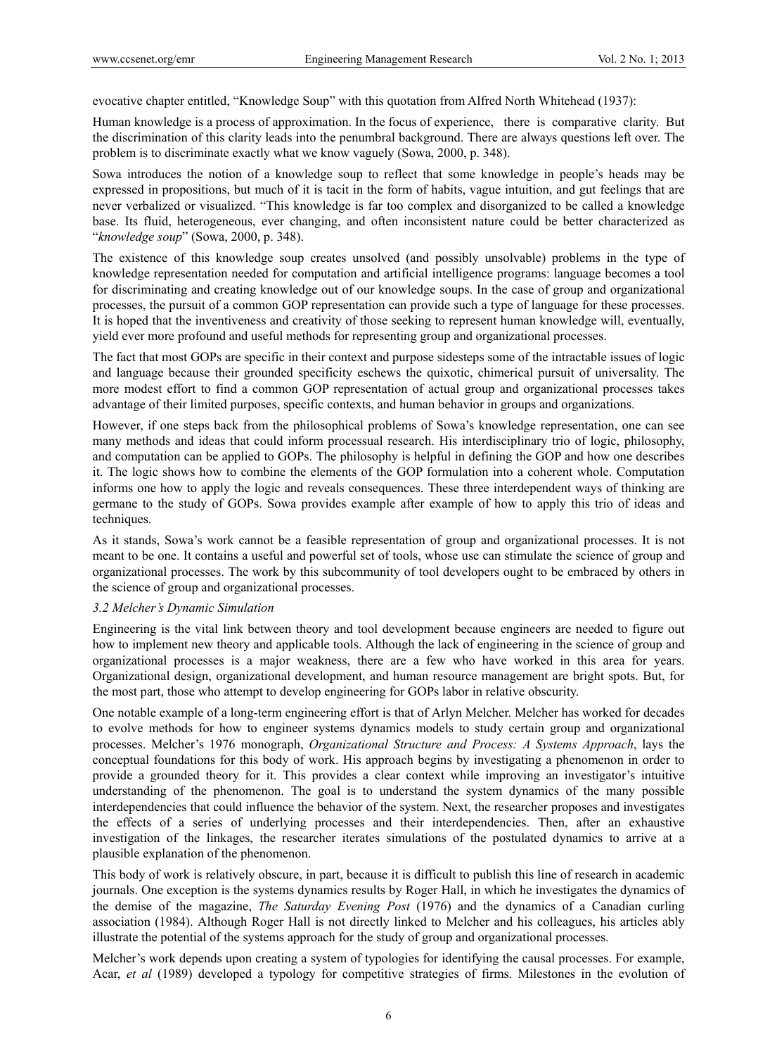evocative chapter entitled, "Knowledge Soup" with this quotation from Alfred North Whitehead (1937):

Human knowledge is a process of approximation. In the focus of experience, there is comparative clarity. But the discrimination of this clarity leads into the penumbral background. There are always questions left over. The problem is to discriminate exactly what we know vaguely (Sowa, 2000, p. 348).

Sowa introduces the notion of a knowledge soup to reflect that some knowledge in people's heads may be expressed in propositions, but much of it is tacit in the form of habits, vague intuition, and gut feelings that are never verbalized or visualized. "This knowledge is far too complex and disorganized to be called a knowledge base. Its fluid, heterogeneous, ever changing, and often inconsistent nature could be better characterized as "*knowledge soup*" (Sowa, 2000, p. 348).

The existence of this knowledge soup creates unsolved (and possibly unsolvable) problems in the type of knowledge representation needed for computation and artificial intelligence programs: language becomes a tool for discriminating and creating knowledge out of our knowledge soups. In the case of group and organizational processes, the pursuit of a common GOP representation can provide such a type of language for these processes. It is hoped that the inventiveness and creativity of those seeking to represent human knowledge will, eventually, yield ever more profound and useful methods for representing group and organizational processes.

The fact that most GOPs are specific in their context and purpose sidesteps some of the intractable issues of logic and language because their grounded specificity eschews the quixotic, chimerical pursuit of universality. The more modest effort to find a common GOP representation of actual group and organizational processes takes advantage of their limited purposes, specific contexts, and human behavior in groups and organizations.

However, if one steps back from the philosophical problems of Sowa's knowledge representation, one can see many methods and ideas that could inform processual research. His interdisciplinary trio of logic, philosophy, and computation can be applied to GOPs. The philosophy is helpful in defining the GOP and how one describes it. The logic shows how to combine the elements of the GOP formulation into a coherent whole. Computation informs one how to apply the logic and reveals consequences. These three interdependent ways of thinking are germane to the study of GOPs. Sowa provides example after example of how to apply this trio of ideas and techniques.

As it stands, Sowa's work cannot be a feasible representation of group and organizational processes. It is not meant to be one. It contains a useful and powerful set of tools, whose use can stimulate the science of group and organizational processes. The work by this subcommunity of tool developers ought to be embraced by others in the science of group and organizational processes.

### *3.2 Melcher's Dynamic Simulation*

Engineering is the vital link between theory and tool development because engineers are needed to figure out how to implement new theory and applicable tools. Although the lack of engineering in the science of group and organizational processes is a major weakness, there are a few who have worked in this area for years. Organizational design, organizational development, and human resource management are bright spots. But, for the most part, those who attempt to develop engineering for GOPs labor in relative obscurity.

One notable example of a long-term engineering effort is that of Arlyn Melcher. Melcher has worked for decades to evolve methods for how to engineer systems dynamics models to study certain group and organizational processes. Melcher's 1976 monograph, *Organizational Structure and Process: A Systems Approach*, lays the conceptual foundations for this body of work. His approach begins by investigating a phenomenon in order to provide a grounded theory for it. This provides a clear context while improving an investigator's intuitive understanding of the phenomenon. The goal is to understand the system dynamics of the many possible interdependencies that could influence the behavior of the system. Next, the researcher proposes and investigates the effects of a series of underlying processes and their interdependencies. Then, after an exhaustive investigation of the linkages, the researcher iterates simulations of the postulated dynamics to arrive at a plausible explanation of the phenomenon.

This body of work is relatively obscure, in part, because it is difficult to publish this line of research in academic journals. One exception is the systems dynamics results by Roger Hall, in which he investigates the dynamics of the demise of the magazine, *The Saturday Evening Post* (1976) and the dynamics of a Canadian curling association (1984). Although Roger Hall is not directly linked to Melcher and his colleagues, his articles ably illustrate the potential of the systems approach for the study of group and organizational processes.

Melcher's work depends upon creating a system of typologies for identifying the causal processes. For example, Acar, *et al* (1989) developed a typology for competitive strategies of firms. Milestones in the evolution of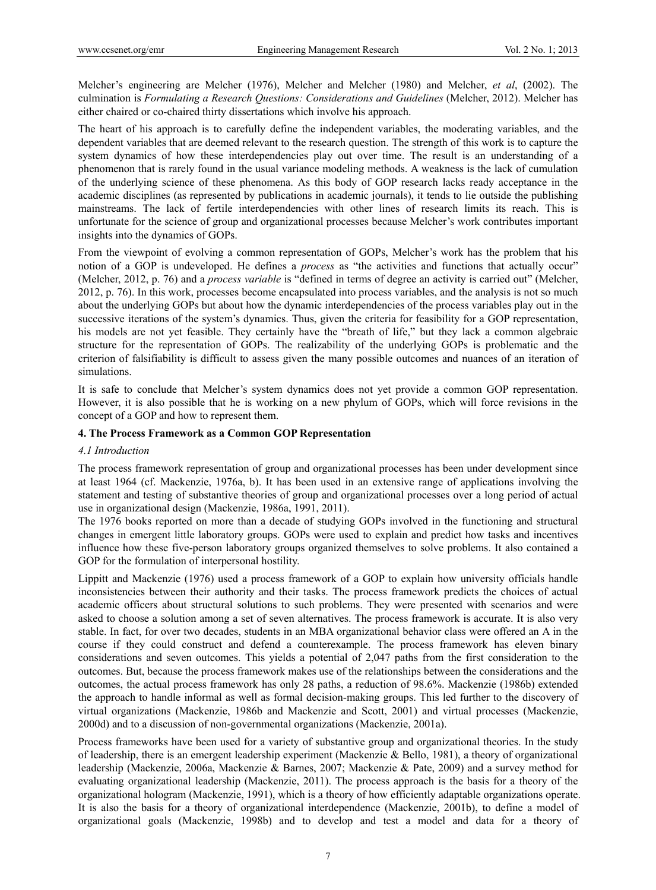Melcher's engineering are Melcher (1976), Melcher and Melcher (1980) and Melcher, *et al*, (2002). The culmination is *Formulating a Research Questions: Considerations and Guidelines* (Melcher, 2012). Melcher has either chaired or co-chaired thirty dissertations which involve his approach.

The heart of his approach is to carefully define the independent variables, the moderating variables, and the dependent variables that are deemed relevant to the research question. The strength of this work is to capture the system dynamics of how these interdependencies play out over time. The result is an understanding of a phenomenon that is rarely found in the usual variance modeling methods. A weakness is the lack of cumulation of the underlying science of these phenomena. As this body of GOP research lacks ready acceptance in the academic disciplines (as represented by publications in academic journals), it tends to lie outside the publishing mainstreams. The lack of fertile interdependencies with other lines of research limits its reach. This is unfortunate for the science of group and organizational processes because Melcher's work contributes important insights into the dynamics of GOPs.

From the viewpoint of evolving a common representation of GOPs, Melcher's work has the problem that his notion of a GOP is undeveloped. He defines a *process* as "the activities and functions that actually occur" (Melcher, 2012, p. 76) and a *process variable* is "defined in terms of degree an activity is carried out" (Melcher, 2012, p. 76). In this work, processes become encapsulated into process variables, and the analysis is not so much about the underlying GOPs but about how the dynamic interdependencies of the process variables play out in the successive iterations of the system's dynamics. Thus, given the criteria for feasibility for a GOP representation, his models are not yet feasible. They certainly have the "breath of life," but they lack a common algebraic structure for the representation of GOPs. The realizability of the underlying GOPs is problematic and the criterion of falsifiability is difficult to assess given the many possible outcomes and nuances of an iteration of simulations.

It is safe to conclude that Melcher's system dynamics does not yet provide a common GOP representation. However, it is also possible that he is working on a new phylum of GOPs, which will force revisions in the concept of a GOP and how to represent them.

## 4. The Process Framework as a Common GOP Representation

### *4.1 Introduction*

The process framework representation of group and organizational processes has been under development since at least 1964 (cf. Mackenzie, 1976a, b). It has been used in an extensive range of applications involving the statement and testing of substantive theories of group and organizational processes over a long period of actual use in organizational design (Mackenzie, 1986a, 1991, 2011).

The 1976 books reported on more than a decade of studying GOPs involved in the functioning and structural changes in emergent little laboratory groups. GOPs were used to explain and predict how tasks and incentives influence how these five-person laboratory groups organized themselves to solve problems. It also contained a GOP for the formulation of interpersonal hostility.

Lippitt and Mackenzie (1976) used a process framework of a GOP to explain how university officials handle inconsistencies between their authority and their tasks. The process framework predicts the choices of actual academic officers about structural solutions to such problems. They were presented with scenarios and were asked to choose a solution among a set of seven alternatives. The process framework is accurate. It is also very stable. In fact, for over two decades, students in an MBA organizational behavior class were offered an A in the course if they could construct and defend a counterexample. The process framework has eleven binary considerations and seven outcomes. This yields a potential of 2,047 paths from the first consideration to the outcomes. But, because the process framework makes use of the relationships between the considerations and the outcomes, the actual process framework has only 28 paths, a reduction of 98.6%. Mackenzie (1986b) extended the approach to handle informal as well as formal decision-making groups. This led further to the discovery of virtual organizations (Mackenzie, 1986b and Mackenzie and Scott, 2001) and virtual processes (Mackenzie, 2000d) and to a discussion of non-governmental organizations (Mackenzie, 2001a).

Process frameworks have been used for a variety of substantive group and organizational theories. In the study of leadership, there is an emergent leadership experiment (Mackenzie & Bello, 1981), a theory of organizational leadership (Mackenzie, 2006a, Mackenzie & Barnes, 2007; Mackenzie & Pate, 2009) and a survey method for evaluating organizational leadership (Mackenzie, 2011). The process approach is the basis for a theory of the organizational hologram (Mackenzie, 1991), which is a theory of how efficiently adaptable organizations operate. It is also the basis for a theory of organizational interdependence (Mackenzie, 2001b), to define a model of organizational goals (Mackenzie, 1998b) and to develop and test a model and data for a theory of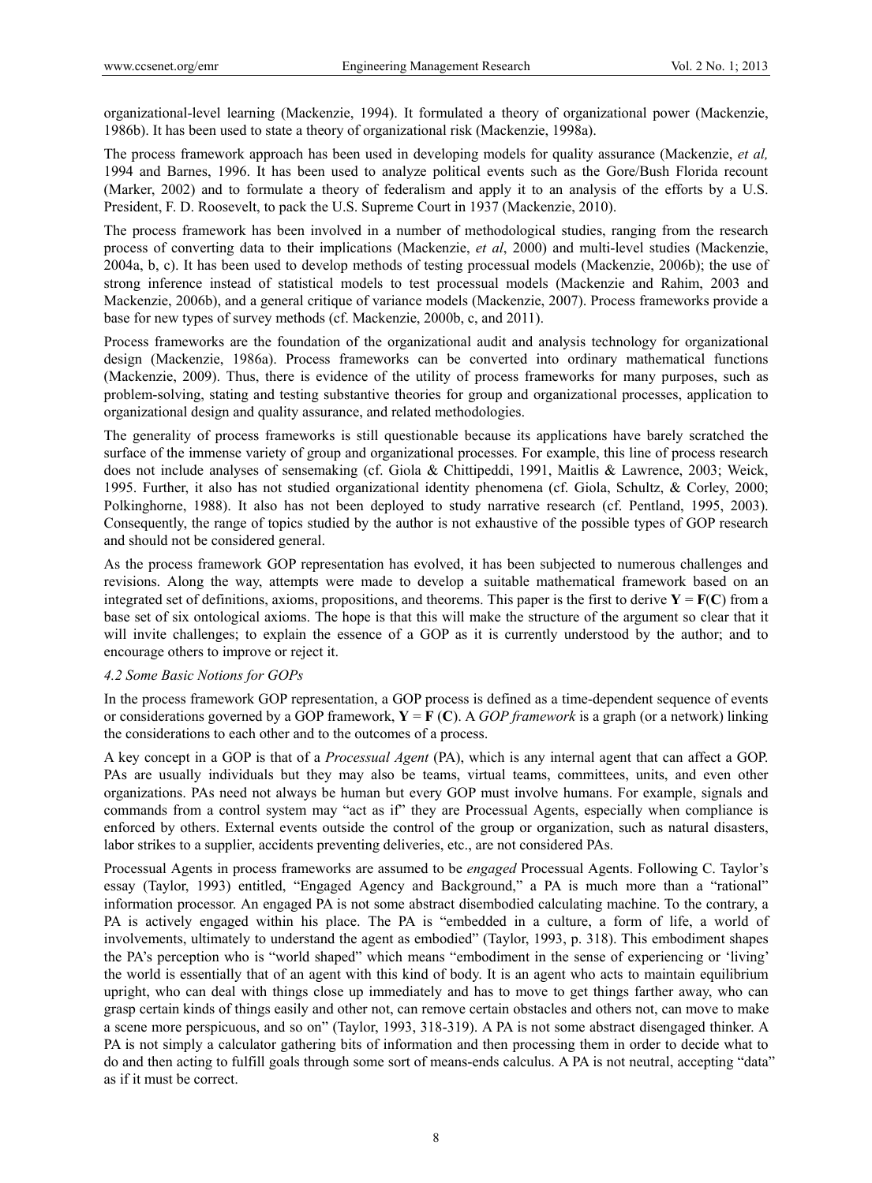organizational-level learning (Mackenzie, 1994). It formulated a theory of organizational power (Mackenzie, 1986b). It has been used to state a theory of organizational risk (Mackenzie, 1998a).

The process framework approach has been used in developing models for quality assurance (Mackenzie, *et al,* 1994 and Barnes, 1996. It has been used to analyze political events such as the Gore/Bush Florida recount (Marker, 2002) and to formulate a theory of federalism and apply it to an analysis of the efforts by a U.S. President, F. D. Roosevelt, to pack the U.S. Supreme Court in 1937 (Mackenzie, 2010).

The process framework has been involved in a number of methodological studies, ranging from the research process of converting data to their implications (Mackenzie, *et al*, 2000) and multi-level studies (Mackenzie, 2004a, b, c). It has been used to develop methods of testing processual models (Mackenzie, 2006b); the use of strong inference instead of statistical models to test processual models (Mackenzie and Rahim, 2003 and Mackenzie, 2006b), and a general critique of variance models (Mackenzie, 2007). Process frameworks provide a base for new types of survey methods (cf. Mackenzie, 2000b, c, and 2011).

Process frameworks are the foundation of the organizational audit and analysis technology for organizational design (Mackenzie, 1986a). Process frameworks can be converted into ordinary mathematical functions (Mackenzie, 2009). Thus, there is evidence of the utility of process frameworks for many purposes, such as problem-solving, stating and testing substantive theories for group and organizational processes, application to organizational design and quality assurance, and related methodologies.

The generality of process frameworks is still questionable because its applications have barely scratched the surface of the immense variety of group and organizational processes. For example, this line of process research does not include analyses of sensemaking (cf. Giola & Chittipeddi, 1991, Maitlis & Lawrence, 2003; Weick, 1995. Further, it also has not studied organizational identity phenomena (cf. Giola, Schultz, & Corley, 2000; Polkinghorne, 1988). It also has not been deployed to study narrative research (cf. Pentland, 1995, 2003). Consequently, the range of topics studied by the author is not exhaustive of the possible types of GOP research and should not be considered general.

As the process framework GOP representation has evolved, it has been subjected to numerous challenges and revisions. Along the way, attempts were made to develop a suitable mathematical framework based on an integrated set of definitions, axioms, propositions, and theorems. This paper is the first to derive $\mathbf{Y} = \mathbf{F}(\mathbf{C})$ from a base set of six ontological axioms. The hope is that this will make the structure of the argument so clear that it will invite challenges; to explain the essence of a GOP as it is currently understood by the author; and to encourage others to improve or reject it.

### *4.2 Some Basic Notions for GOPs*

In the process framework GOP representation, a GOP process is defined as a time-dependent sequence of events or considerations governed by a GOP framework, $\mathbf{Y} = \mathbf{F}(\mathbf{C})$. A *GOP framework* is a graph (or a network) linking the considerations to each other and to the outcomes of a process.

A key concept in a GOP is that of a *Processual Agent* (PA), which is any internal agent that can affect a GOP. PAs are usually individuals but they may also be teams, virtual teams, committees, units, and even other organizations. PAs need not always be human but every GOP must involve humans. For example, signals and commands from a control system may "act as if" they are Processual Agents, especially when compliance is enforced by others. External events outside the control of the group or organization, such as natural disasters, labor strikes to a supplier, accidents preventing deliveries, etc., are not considered PAs.

Processual Agents in process frameworks are assumed to be *engaged* Processual Agents. Following C. Taylor's essay (Taylor, 1993) entitled, "Engaged Agency and Background," a PA is much more than a "rational" information processor. An engaged PA is not some abstract disembodied calculating machine. To the contrary, a PA is actively engaged within his place. The PA is "embedded in a culture, a form of life, a world of involvements, ultimately to understand the agent as embodied" (Taylor, 1993, p. 318). This embodiment shapes the PA's perception who is "world shaped" which means "embodiment in the sense of experiencing or 'living' the world is essentially that of an agent with this kind of body. It is an agent who acts to maintain equilibrium upright, who can deal with things close up immediately and has to move to get things farther away, who can grasp certain kinds of things easily and other not, can remove certain obstacles and others not, can move to make a scene more perspicuous, and so on" (Taylor, 1993, 318-319). A PA is not some abstract disengaged thinker. A PA is not simply a calculator gathering bits of information and then processing them in order to decide what to do and then acting to fulfill goals through some sort of means-ends calculus. A PA is not neutral, accepting "data" as if it must be correct.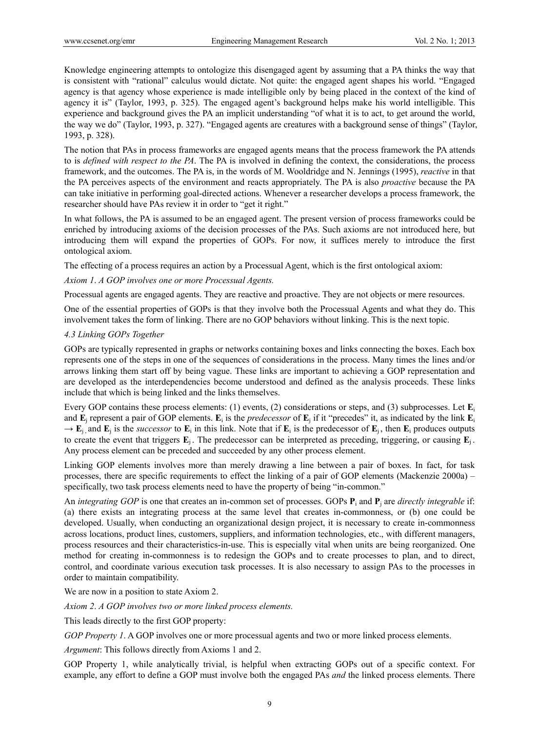Knowledge engineering attempts to ontologize this disengaged agent by assuming that a PA thinks the way that is consistent with "rational" calculus would dictate. Not quite: the engaged agent shapes his world. "Engaged agency is that agency whose experience is made intelligible only by being placed in the context of the kind of agency it is" (Taylor, 1993, p. 325). The engaged agent's background helps make his world intelligible. This experience and background gives the PA an implicit understanding "of what it is to act, to get around the world, the way we do" (Taylor, 1993, p. 327). "Engaged agents are creatures with a background sense of things" (Taylor, 1993, p. 328).

The notion that PAs in process frameworks are engaged agents means that the process framework the PA attends to is *defined with respect to the PA*. The PA is involved in defining the context, the considerations, the process framework, and the outcomes. The PA is, in the words of M. Wooldridge and N. Jennings (1995), *reactive* in that the PA perceives aspects of the environment and reacts appropriately. The PA is also *proactive* because the PA can take initiative in performing goal-directed actions. Whenever a researcher develops a process framework, the researcher should have PAs review it in order to "get it right."

In what follows, the PA is assumed to be an engaged agent. The present version of process frameworks could be enriched by introducing axioms of the decision processes of the PAs. Such axioms are not introduced here, but introducing them will expand the properties of GOPs. For now, it suffices merely to introduce the first ontological axiom.

The effecting of a process requires an action by a Processual Agent, which is the first ontological axiom:

*Axiom 1*. *A GOP involves one or more Processual Agents.*

Processual agents are engaged agents. They are reactive and proactive. They are not objects or mere resources.

One of the essential properties of GOPs is that they involve both the Processual Agents and what they do. This involvement takes the form of linking. There are no GOP behaviors without linking. This is the next topic.

### *4.3 Linking GOPs Together*

GOPs are typically represented in graphs or networks containing boxes and links connecting the boxes. Each box represents one of the steps in one of the sequences of considerations in the process. Many times the lines and/or arrows linking them start off by being vague. These links are important to achieving a GOP representation and are developed as the interdependencies become understood and defined as the analysis proceeds. These links include that which is being linked and the links themselves.

Every GOP contains these process elements: (1) events, (2) considerations or steps, and (3) subprocesses. Let $\mathbf{E}_i$ and $\mathbf{E}_j$ represent a pair of GOP elements. $\mathbf{E}_i$ is the *predecessor* of $\mathbf{E}_j$ if it "precedes" it, as indicated by the link $\mathbf{E}_i \rightarrow \mathbf{E}_j$, and $\mathbf{E}_j$ is the *successor* to $\mathbf{E}_i$ in this link. Note that if $\mathbf{E}_i$ is the predecessor of $\mathbf{E}_j$, then $\mathbf{E}_i$ produces outputs to create the event that triggers $\mathbf{E}_j$. The predecessor can be interpreted as preceding, triggering, or causing $\mathbf{E}_j$. Any process element can be preceded and succeeded by any other process element.

Linking GOP elements involves more than merely drawing a line between a pair of boxes. In fact, for task processes, there are specific requirements to effect the linking of a pair of GOP elements (Mackenzie 2000a) – specifically, two task process elements need to have the property of being "in-common."

An *integrating GOP* is one that creates an in-common set of processes. GOPs $\mathbf{P}_i$ and $\mathbf{P}_j$ are *directly integrable* if: (a) there exists an integrating process at the same level that creates in-commonness, or (b) one could be developed. Usually, when conducting an organizational design project, it is necessary to create in-commonness across locations, product lines, customers, suppliers, and information technologies, etc., with different managers, process resources and their characteristics-in-use. This is especially vital when units are being reorganized. One method for creating in-commonness is to redesign the GOPs and to create processes to plan, and to direct, control, and coordinate various execution task processes. It is also necessary to assign PAs to the processes in order to maintain compatibility.

We are now in a position to state Axiom 2.

*Axiom 2*. *A GOP involves two or more linked process elements.*

This leads directly to the first GOP property:

*GOP Property 1*. A GOP involves one or more processual agents and two or more linked process elements.

*Argument*: This follows directly from Axioms 1 and 2.

GOP Property 1, while analytically trivial, is helpful when extracting GOPs out of a specific context. For example, any effort to define a GOP must involve both the engaged PAs *and* the linked process elements. There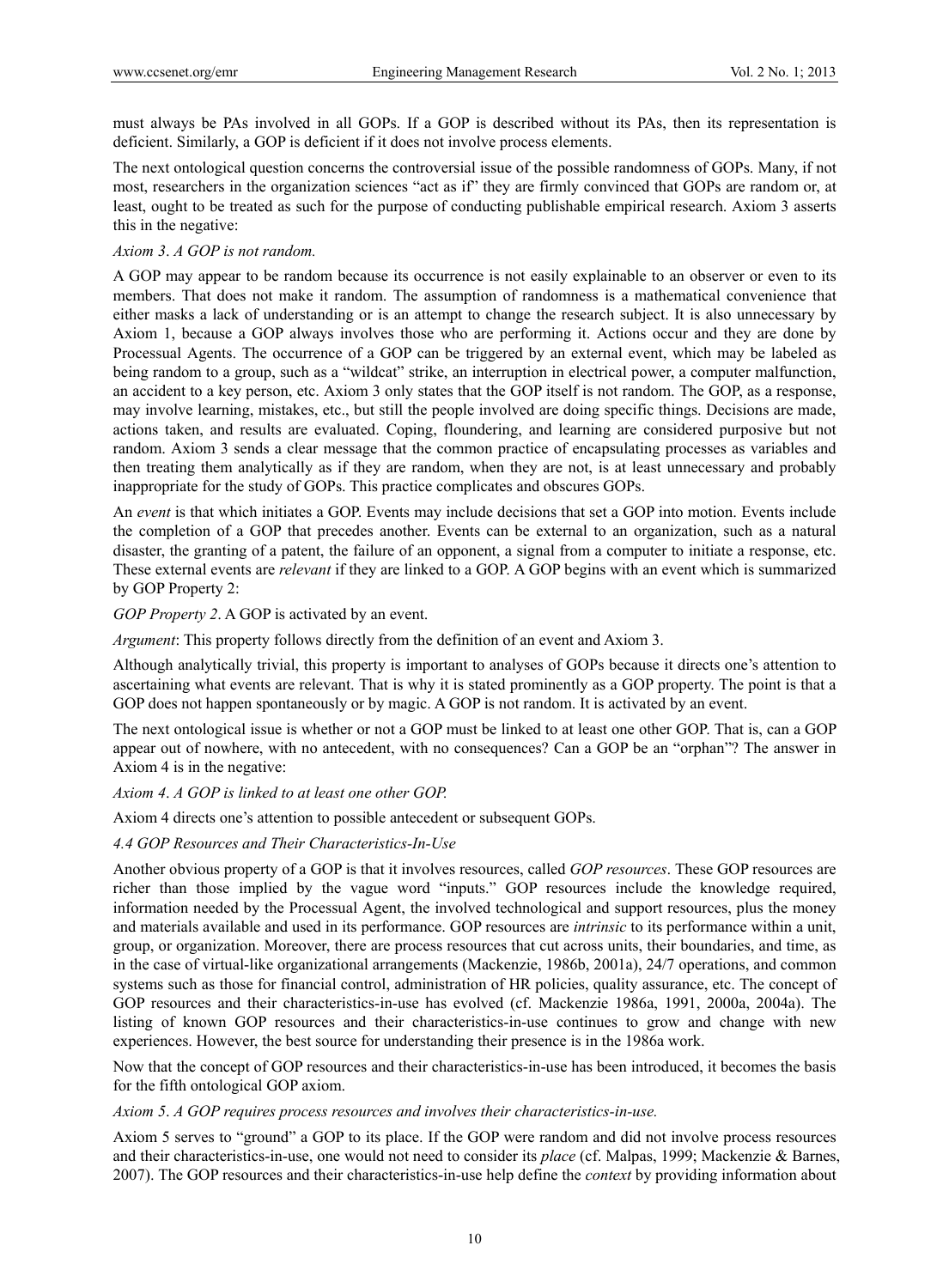must always be PAs involved in all GOPs. If a GOP is described without its PAs, then its representation is deficient. Similarly, a GOP is deficient if it does not involve process elements.

The next ontological question concerns the controversial issue of the possible randomness of GOPs. Many, if not most, researchers in the organization sciences "act as if" they are firmly convinced that GOPs are random or, at least, ought to be treated as such for the purpose of conducting publishable empirical research. Axiom 3 asserts this in the negative:

*Axiom 3*. *A GOP is not random.*

A GOP may appear to be random because its occurrence is not easily explainable to an observer or even to its members. That does not make it random. The assumption of randomness is a mathematical convenience that either masks a lack of understanding or is an attempt to change the research subject. It is also unnecessary by Axiom 1, because a GOP always involves those who are performing it. Actions occur and they are done by Processual Agents. The occurrence of a GOP can be triggered by an external event, which may be labeled as being random to a group, such as a "wildcat" strike, an interruption in electrical power, a computer malfunction, an accident to a key person, etc. Axiom 3 only states that the GOP itself is not random. The GOP, as a response, may involve learning, mistakes, etc., but still the people involved are doing specific things. Decisions are made, actions taken, and results are evaluated. Coping, floundering, and learning are considered purposive but not random. Axiom 3 sends a clear message that the common practice of encapsulating processes as variables and then treating them analytically as if they are random, when they are not, is at least unnecessary and probably inappropriate for the study of GOPs. This practice complicates and obscures GOPs.

An *event* is that which initiates a GOP. Events may include decisions that set a GOP into motion. Events include the completion of a GOP that precedes another. Events can be external to an organization, such as a natural disaster, the granting of a patent, the failure of an opponent, a signal from a computer to initiate a response, etc. These external events are *relevant* if they are linked to a GOP. A GOP begins with an event which is summarized by GOP Property 2:

*GOP Property 2*. A GOP is activated by an event.

*Argument*: This property follows directly from the definition of an event and Axiom 3.

Although analytically trivial, this property is important to analyses of GOPs because it directs one's attention to ascertaining what events are relevant. That is why it is stated prominently as a GOP property. The point is that a GOP does not happen spontaneously or by magic. A GOP is not random. It is activated by an event.

The next ontological issue is whether or not a GOP must be linked to at least one other GOP. That is, can a GOP appear out of nowhere, with no antecedent, with no consequences? Can a GOP be an "orphan"? The answer in Axiom 4 is in the negative:

*Axiom 4*. *A GOP is linked to at least one other GOP.*

Axiom 4 directs one's attention to possible antecedent or subsequent GOPs.

### *4.4 GOP Resources and Their Characteristics-In-Use*

Another obvious property of a GOP is that it involves resources, called *GOP resources*. These GOP resources are richer than those implied by the vague word "inputs." GOP resources include the knowledge required, information needed by the Processual Agent, the involved technological and support resources, plus the money and materials available and used in its performance. GOP resources are *intrinsic* to its performance within a unit, group, or organization. Moreover, there are process resources that cut across units, their boundaries, and time, as in the case of virtual-like organizational arrangements (Mackenzie, 1986b, 2001a), 24/7 operations, and common systems such as those for financial control, administration of HR policies, quality assurance, etc. The concept of GOP resources and their characteristics-in-use has evolved (cf. Mackenzie 1986a, 1991, 2000a, 2004a). The listing of known GOP resources and their characteristics-in-use continues to grow and change with new experiences. However, the best source for understanding their presence is in the 1986a work.

Now that the concept of GOP resources and their characteristics-in-use has been introduced, it becomes the basis for the fifth ontological GOP axiom.

*Axiom 5*. *A GOP requires process resources and involves their characteristics-in-use.*

Axiom 5 serves to "ground" a GOP to its place. If the GOP were random and did not involve process resources and their characteristics-in-use, one would not need to consider its *place* (cf. Malpas, 1999; Mackenzie & Barnes, 2007). The GOP resources and their characteristics-in-use help define the *context* by providing information about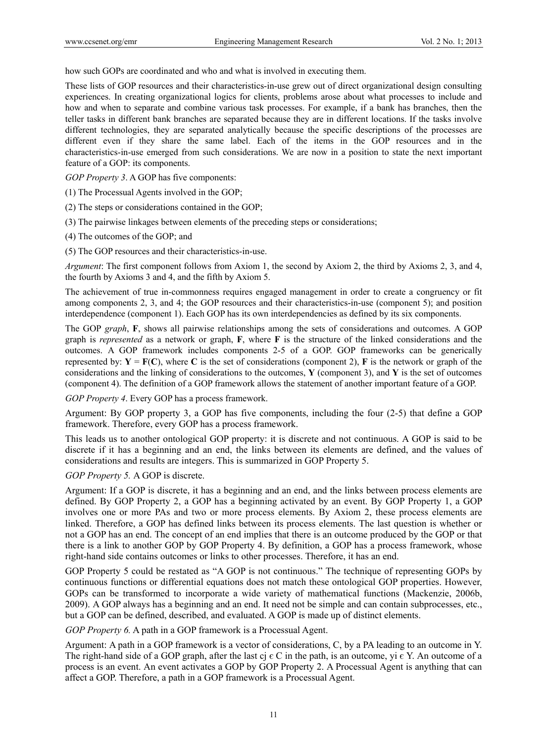how such GOPs are coordinated and who and what is involved in executing them.

These lists of GOP resources and their characteristics-in-use grew out of direct organizational design consulting experiences. In creating organizational logics for clients, problems arose about what processes to include and how and when to separate and combine various task processes. For example, if a bank has branches, then the teller tasks in different bank branches are separated because they are in different locations. If the tasks involve different technologies, they are separated analytically because the specific descriptions of the processes are different even if they share the same label. Each of the items in the GOP resources and in the characteristics-in-use emerged from such considerations. We are now in a position to state the next important feature of a GOP: its components.

*GOP Property 3*. A GOP has five components:

(1) The Processual Agents involved in the GOP;

(2) The steps or considerations contained in the GOP;

(3) The pairwise linkages between elements of the preceding steps or considerations;

(4) The outcomes of the GOP; and

(5) The GOP resources and their characteristics-in-use.

*Argument*: The first component follows from Axiom 1, the second by Axiom 2, the third by Axioms 2, 3, and 4, the fourth by Axioms 3 and 4, and the fifth by Axiom 5.

The achievement of true in-commonness requires engaged management in order to create a congruency or fit among components 2, 3, and 4; the GOP resources and their characteristics-in-use (component 5); and position interdependence (component 1). Each GOP has its own interdependencies as defined by its six components.

The GOP *graph*, **F**, shows all pairwise relationships among the sets of considerations and outcomes. A GOP graph is *represented* as a network or graph, **F**, where **F** is the structure of the linked considerations and the outcomes. A GOP framework includes components 2-5 of a GOP. GOP frameworks can be generically represented by: $\mathbf{Y} = \mathbf{F}(\mathbf{C})$, where **C** is the set of considerations (component 2), **F** is the network or graph of the considerations and the linking of considerations to the outcomes, **Y** (component 3), and **Y** is the set of outcomes (component 4). The definition of a GOP framework allows the statement of another important feature of a GOP.

*GOP Property 4*. Every GOP has a process framework.

Argument: By GOP property 3, a GOP has five components, including the four (2-5) that define a GOP framework. Therefore, every GOP has a process framework.

This leads us to another ontological GOP property: it is discrete and not continuous. A GOP is said to be discrete if it has a beginning and an end, the links between its elements are defined, and the values of considerations and results are integers. This is summarized in GOP Property 5.

*GOP Property 5.* A GOP is discrete.

Argument: If a GOP is discrete, it has a beginning and an end, and the links between process elements are defined. By GOP Property 2, a GOP has a beginning activated by an event. By GOP Property 1, a GOP involves one or more PAs and two or more process elements. By Axiom 2, these process elements are linked. Therefore, a GOP has defined links between its process elements. The last question is whether or not a GOP has an end. The concept of an end implies that there is an outcome produced by the GOP or that there is a link to another GOP by GOP Property 4. By definition, a GOP has a process framework, whose right-hand side contains outcomes or links to other processes. Therefore, it has an end.

GOP Property 5 could be restated as "A GOP is not continuous." The technique of representing GOPs by continuous functions or differential equations does not match these ontological GOP properties. However, GOPs can be transformed to incorporate a wide variety of mathematical functions (Mackenzie, 2006b, 2009). A GOP always has a beginning and an end. It need not be simple and can contain subprocesses, etc., but a GOP can be defined, described, and evaluated. A GOP is made up of distinct elements.

*GOP Property 6.* A path in a GOP framework is a Processual Agent.

Argument: A path in a GOP framework is a vector of considerations, C, by a PA leading to an outcome in Y. The right-hand side of a GOP graph, after the last $c_j \in C$ in the path, is an outcome, $y_i \in Y$. An outcome of a process is an event. An event activates a GOP by GOP Property 2. A Processual Agent is anything that can affect a GOP. Therefore, a path in a GOP framework is a Processual Agent.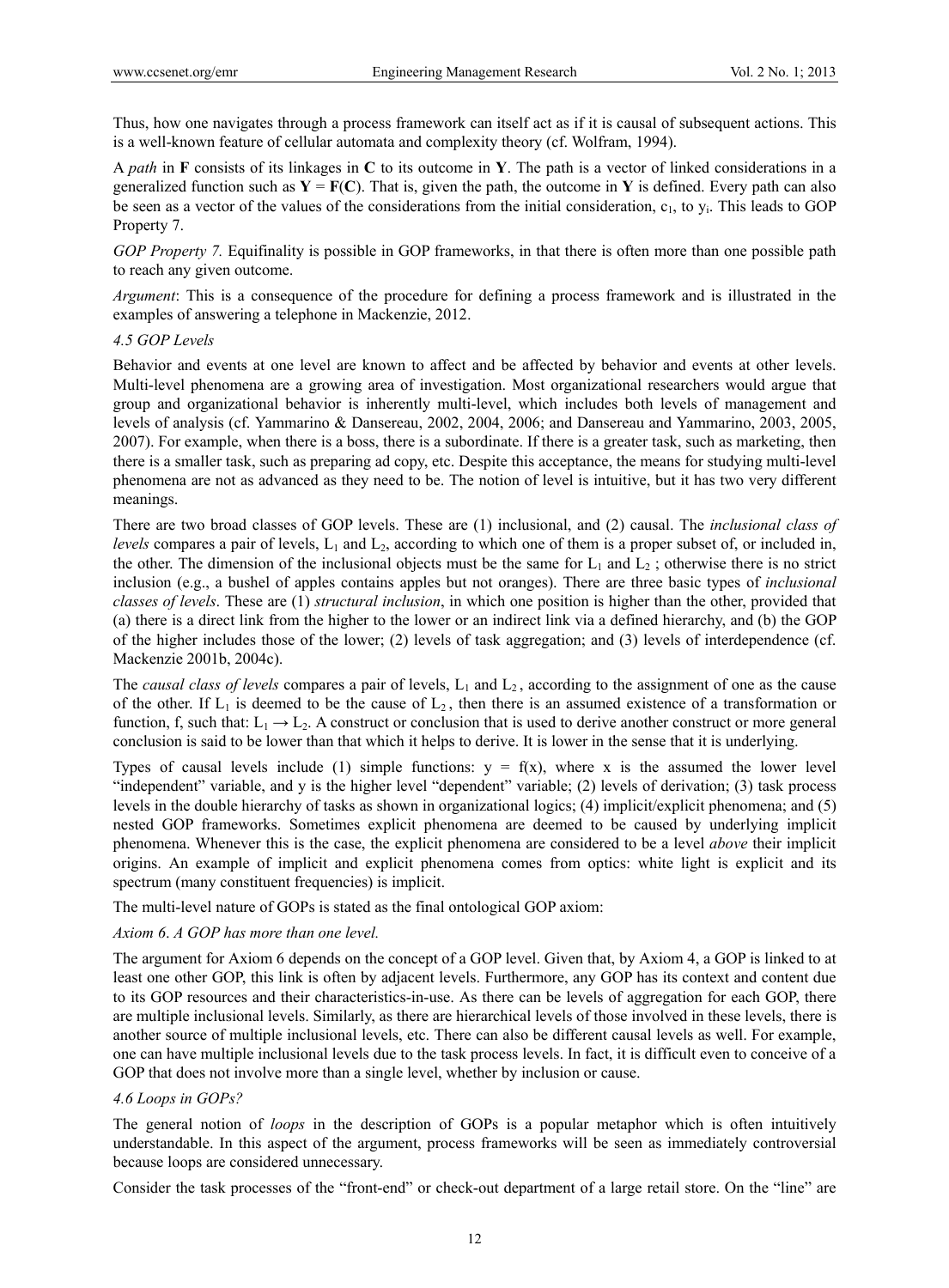Thus, how one navigates through a process framework can itself act as if it is causal of subsequent actions. This is a well-known feature of cellular automata and complexity theory (cf. Wolfram, 1994).

A *path* in **F** consists of its linkages in **C** to its outcome in **Y**. The path is a vector of linked considerations in a generalized function such as $\mathbf{Y} = \mathbf{F}(\mathbf{C})$. That is, given the path, the outcome in **Y** is defined. Every path can also be seen as a vector of the values of the considerations from the initial consideration, $c_1$, to $y_i$. This leads to GOP Property 7.

*GOP Property 7.* Equifinality is possible in GOP frameworks, in that there is often more than one possible path to reach any given outcome.

*Argument*: This is a consequence of the procedure for defining a process framework and is illustrated in the examples of answering a telephone in Mackenzie, 2012.

### *4.5 GOP Levels*

Behavior and events at one level are known to affect and be affected by behavior and events at other levels. Multi-level phenomena are a growing area of investigation. Most organizational researchers would argue that group and organizational behavior is inherently multi-level, which includes both levels of management and levels of analysis (cf. Yammarino & Dansereau, 2002, 2004, 2006; and Dansereau and Yammarino, 2003, 2005, 2007). For example, when there is a boss, there is a subordinate. If there is a greater task, such as marketing, then there is a smaller task, such as preparing ad copy, etc. Despite this acceptance, the means for studying multi-level phenomena are not as advanced as they need to be. The notion of level is intuitive, but it has two very different meanings.

There are two broad classes of GOP levels. These are (1) inclusional, and (2) causal. The *inclusional class of levels* compares a pair of levels, $L_1$ and $L_2$, according to which one of them is a proper subset of, or included in, the other. The dimension of the inclusional objects must be the same for $L_1$ and $L_2$ ; otherwise there is no strict inclusion (e.g., a bushel of apples contains apples but not oranges). There are three basic types of *inclusional classes of levels*. These are (1) *structural inclusion*, in which one position is higher than the other, provided that (a) there is a direct link from the higher to the lower or an indirect link via a defined hierarchy, and (b) the GOP of the higher includes those of the lower; (2) levels of task aggregation; and (3) levels of interdependence (cf. Mackenzie 2001b, 2004c).

The *causal class of levels* compares a pair of levels, $L_1$ and $L_2$, according to the assignment of one as the cause of the other. If $L_1$ is deemed to be the cause of $L_2$, then there is an assumed existence of a transformation or function, f, such that: $L_1 \rightarrow L_2$. A construct or conclusion that is used to derive another construct or more general conclusion is said to be lower than that which it helps to derive. It is lower in the sense that it is underlying.

Types of causal levels include (1) simple functions: $y = f(x)$, where x is the assumed the lower level "independent" variable, and y is the higher level "dependent" variable; (2) levels of derivation; (3) task process levels in the double hierarchy of tasks as shown in organizational logics; (4) implicit/explicit phenomena; and (5) nested GOP frameworks. Sometimes explicit phenomena are deemed to be caused by underlying implicit phenomena. Whenever this is the case, the explicit phenomena are considered to be a level *above* their implicit origins. An example of implicit and explicit phenomena comes from optics: white light is explicit and its spectrum (many constituent frequencies) is implicit.

The multi-level nature of GOPs is stated as the final ontological GOP axiom:

*Axiom 6. A GOP has more than one level.*

The argument for Axiom 6 depends on the concept of a GOP level. Given that, by Axiom 4, a GOP is linked to at least one other GOP, this link is often by adjacent levels. Furthermore, any GOP has its context and content due to its GOP resources and their characteristics-in-use. As there can be levels of aggregation for each GOP, there are multiple inclusional levels. Similarly, as there are hierarchical levels of those involved in these levels, there is another source of multiple inclusional levels, etc. There can also be different causal levels as well. For example, one can have multiple inclusional levels due to the task process levels. In fact, it is difficult even to conceive of a GOP that does not involve more than a single level, whether by inclusion or cause.

### *4.6 Loops in GOPs?*

The general notion of *loops* in the description of GOPs is a popular metaphor which is often intuitively understandable. In this aspect of the argument, process frameworks will be seen as immediately controversial because loops are considered unnecessary.

Consider the task processes of the "front-end" or check-out department of a large retail store. On the "line" are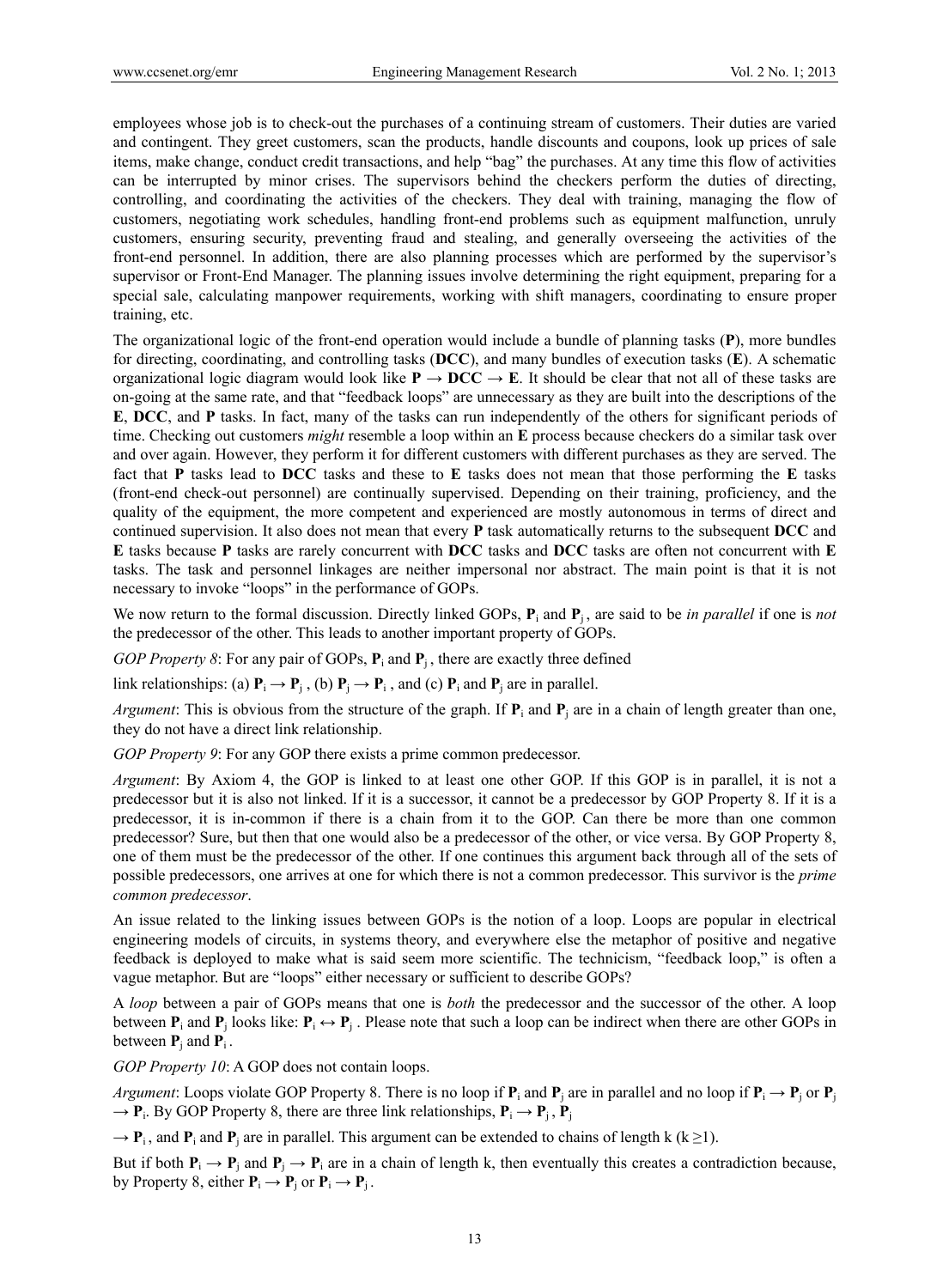employees whose job is to check-out the purchases of a continuing stream of customers. Their duties are varied and contingent. They greet customers, scan the products, handle discounts and coupons, look up prices of sale items, make change, conduct credit transactions, and help "bag" the purchases. At any time this flow of activities can be interrupted by minor crises. The supervisors behind the checkers perform the duties of directing, controlling, and coordinating the activities of the checkers. They deal with training, managing the flow of customers, negotiating work schedules, handling front-end problems such as equipment malfunction, unruly customers, ensuring security, preventing fraud and stealing, and generally overseeing the activities of the front-end personnel. In addition, there are also planning processes which are performed by the supervisor's supervisor or Front-End Manager. The planning issues involve determining the right equipment, preparing for a special sale, calculating manpower requirements, working with shift managers, coordinating to ensure proper training, etc.

The organizational logic of the front-end operation would include a bundle of planning tasks (**P**), more bundles for directing, coordinating, and controlling tasks (**DCC**), and many bundles of execution tasks (**E**). A schematic organizational logic diagram would look like $\mathbf{P} \rightarrow \mathbf{DCC} \rightarrow \mathbf{E}$. It should be clear that not all of these tasks are on-going at the same rate, and that "feedback loops" are unnecessary as they are built into the descriptions of the **E**, **DCC**, and **P** tasks. In fact, many of the tasks can run independently of the others for significant periods of time. Checking out customers *might* resemble a loop within an **E** process because checkers do a similar task over and over again. However, they perform it for different customers with different purchases as they are served. The fact that **P** tasks lead to **DCC** tasks and these to **E** tasks does not mean that those performing the **E** tasks (front-end check-out personnel) are continually supervised. Depending on their training, proficiency, and the quality of the equipment, the more competent and experienced are mostly autonomous in terms of direct and continued supervision. It also does not mean that every **P** task automatically returns to the subsequent **DCC** and **E** tasks because **P** tasks are rarely concurrent with **DCC** tasks and **DCC** tasks are often not concurrent with **E** tasks. The task and personnel linkages are neither impersonal nor abstract. The main point is that it is not necessary to invoke "loops" in the performance of GOPs.

We now return to the formal discussion. Directly linked GOPs, $\mathbf{P}_i$ and $\mathbf{P}_j$, are said to be *in parallel* if one is *not* the predecessor of the other. This leads to another important property of GOPs.

*GOP Property 8*: For any pair of GOPs, $\mathbf{P}_i$ and $\mathbf{P}_j$, there are exactly three defined link relationships: (a) $\mathbf{P}_i \rightarrow \mathbf{P}_j$, (b) $\mathbf{P}_j \rightarrow \mathbf{P}_i$, and (c) $\mathbf{P}_i$ and $\mathbf{P}_j$ are in parallel.

*Argument*: This is obvious from the structure of the graph. If $\mathbf{P}_i$ and $\mathbf{P}_j$ are in a chain of length greater than one, they do not have a direct link relationship.

*GOP Property 9*: For any GOP there exists a prime common predecessor.

*Argument*: By Axiom 4, the GOP is linked to at least one other GOP. If this GOP is in parallel, it is not a predecessor but it is also not linked. If it is a successor, it cannot be a predecessor by GOP Property 8. If it is a predecessor, it is in-common if there is a chain from it to the GOP. Can there be more than one common predecessor? Sure, but then that one would also be a predecessor of the other, or vice versa. By GOP Property 8, one of them must be the predecessor of the other. If one continues this argument back through all of the sets of possible predecessors, one arrives at one for which there is not a common predecessor. This survivor is the *prime common predecessor*.

An issue related to the linking issues between GOPs is the notion of a loop. Loops are popular in electrical engineering models of circuits, in systems theory, and everywhere else the metaphor of positive and negative feedback is deployed to make what is said seem more scientific. The technicism, "feedback loop," is often a vague metaphor. But are "loops" either necessary or sufficient to describe GOPs?

A *loop* between a pair of GOPs means that one is *both* the predecessor and the successor of the other. A loop between $\mathbf{P}_i$ and $\mathbf{P}_j$ looks like: $\mathbf{P}_i \leftrightarrow \mathbf{P}_j$. Please note that such a loop can be indirect when there are other GOPs in between $\mathbf{P}_j$ and $\mathbf{P}_i$.

*GOP Property 10*: A GOP does not contain loops.

*Argument*: Loops violate GOP Property 8. There is no loop if $\mathbf{P}_i$ and $\mathbf{P}_j$ are in parallel and no loop if $\mathbf{P}_i \rightarrow \mathbf{P}_j$ or $\mathbf{P}_j \rightarrow \mathbf{P}_i$. By GOP Property 8, there are three link relationships, $\mathbf{P}_i \rightarrow \mathbf{P}_j$, $\mathbf{P}_j \rightarrow \mathbf{P}_i$, and $\mathbf{P}_i$ and $\mathbf{P}_j$ are in parallel. This argument can be extended to chains of length k ($k \geq 1$).

But if both $\mathbf{P}_i \rightarrow \mathbf{P}_j$ and $\mathbf{P}_j \rightarrow \mathbf{P}_i$ are in a chain of length k, then eventually this creates a contradiction because, by Property 8, either $\mathbf{P}_i \rightarrow \mathbf{P}_j$ or $\mathbf{P}_i \rightarrow \mathbf{P}_j$.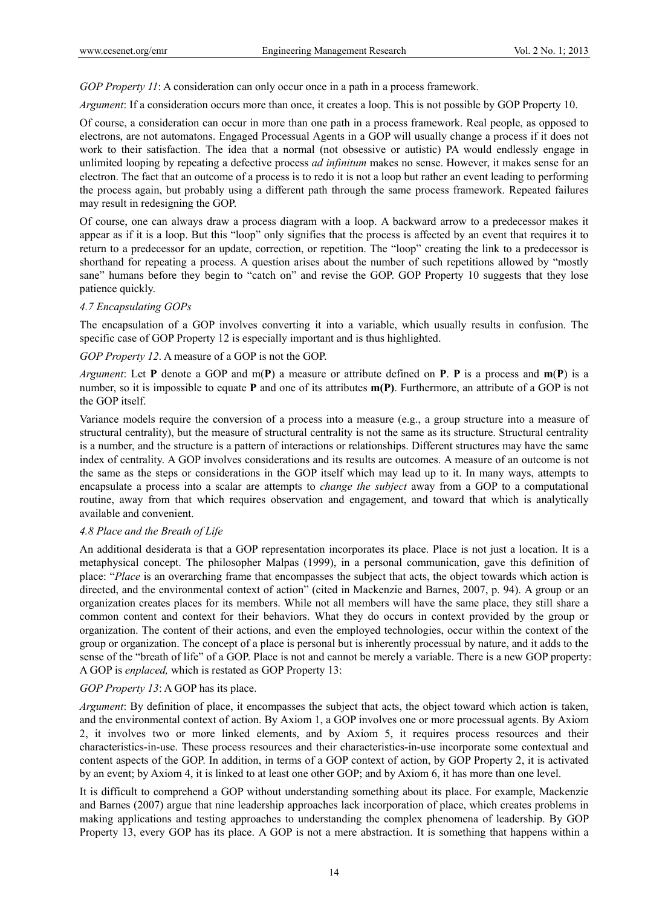*GOP Property 11*: A consideration can only occur once in a path in a process framework.

*Argument*: If a consideration occurs more than once, it creates a loop. This is not possible by GOP Property 10.

Of course, a consideration can occur in more than one path in a process framework. Real people, as opposed to electrons, are not automatons. Engaged Processual Agents in a GOP will usually change a process if it does not work to their satisfaction. The idea that a normal (not obsessive or autistic) PA would endlessly engage in unlimited looping by repeating a defective process *ad infinitum* makes no sense. However, it makes sense for an electron. The fact that an outcome of a process is to redo it is not a loop but rather an event leading to performing the process again, but probably using a different path through the same process framework. Repeated failures may result in redesigning the GOP.

Of course, one can always draw a process diagram with a loop. A backward arrow to a predecessor makes it appear as if it is a loop. But this "loop" only signifies that the process is affected by an event that requires it to return to a predecessor for an update, correction, or repetition. The "loop" creating the link to a predecessor is shorthand for repeating a process. A question arises about the number of such repetitions allowed by "mostly sane" humans before they begin to "catch on" and revise the GOP. GOP Property 10 suggests that they lose patience quickly.

### *4.7 Encapsulating GOPs*

The encapsulation of a GOP involves converting it into a variable, which usually results in confusion. The specific case of GOP Property 12 is especially important and is thus highlighted.

*GOP Property 12*. A measure of a GOP is not the GOP.

*Argument*: Let **P** denote a GOP and m(**P**) a measure or attribute defined on **P**. **P** is a process and **m**(**P**) is a number, so it is impossible to equate **P** and one of its attributes **m(P)**. Furthermore, an attribute of a GOP is not the GOP itself.

Variance models require the conversion of a process into a measure (e.g., a group structure into a measure of structural centrality), but the measure of structural centrality is not the same as its structure. Structural centrality is a number, and the structure is a pattern of interactions or relationships. Different structures may have the same index of centrality. A GOP involves considerations and its results are outcomes. A measure of an outcome is not the same as the steps or considerations in the GOP itself which may lead up to it. In many ways, attempts to encapsulate a process into a scalar are attempts to *change the subject* away from a GOP to a computational routine, away from that which requires observation and engagement, and toward that which is analytically available and convenient.

### *4.8 Place and the Breath of Life*

An additional desiderata is that a GOP representation incorporates its place. Place is not just a location. It is a metaphysical concept. The philosopher Malpas (1999), in a personal communication, gave this definition of place: "*Place* is an overarching frame that encompasses the subject that acts, the object towards which action is directed, and the environmental context of action" (cited in Mackenzie and Barnes, 2007, p. 94). A group or an organization creates places for its members. While not all members will have the same place, they still share a common content and context for their behaviors. What they do occurs in context provided by the group or organization. The content of their actions, and even the employed technologies, occur within the context of the group or organization. The concept of a place is personal but is inherently processual by nature, and it adds to the sense of the "breath of life" of a GOP. Place is not and cannot be merely a variable. There is a new GOP property: A GOP is *enplaced,* which is restated as GOP Property 13:

*GOP Property 13*: A GOP has its place.

*Argument*: By definition of place, it encompasses the subject that acts, the object toward which action is taken, and the environmental context of action. By Axiom 1, a GOP involves one or more processual agents. By Axiom 2, it involves two or more linked elements, and by Axiom 5, it requires process resources and their characteristics-in-use. These process resources and their characteristics-in-use incorporate some contextual and content aspects of the GOP. In addition, in terms of a GOP context of action, by GOP Property 2, it is activated by an event; by Axiom 4, it is linked to at least one other GOP; and by Axiom 6, it has more than one level.

It is difficult to comprehend a GOP without understanding something about its place. For example, Mackenzie and Barnes (2007) argue that nine leadership approaches lack incorporation of place, which creates problems in making applications and testing approaches to understanding the complex phenomena of leadership. By GOP Property 13, every GOP has its place. A GOP is not a mere abstraction. It is something that happens within a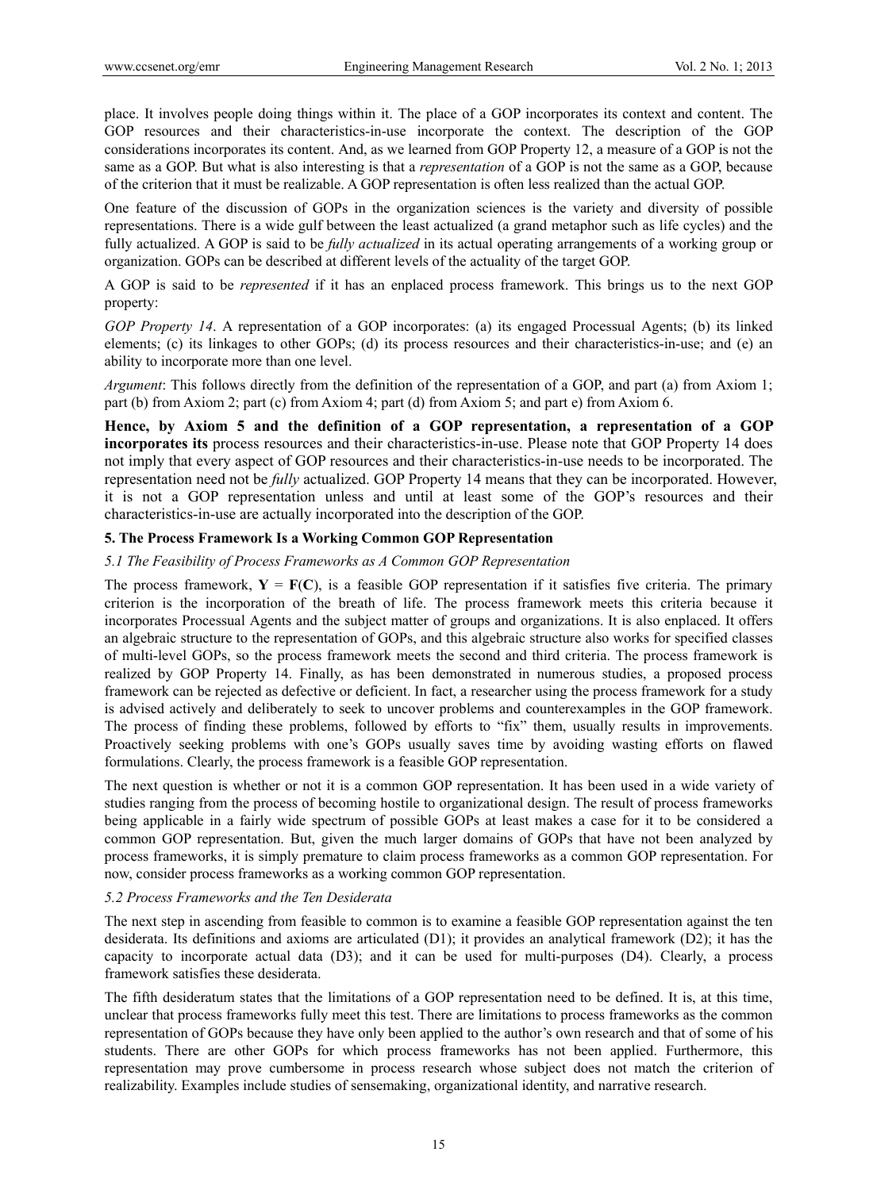place. It involves people doing things within it. The place of a GOP incorporates its context and content. The GOP resources and their characteristics-in-use incorporate the context. The description of the GOP considerations incorporates its content. And, as we learned from GOP Property 12, a measure of a GOP is not the same as a GOP. But what is also interesting is that a *representation* of a GOP is not the same as a GOP, because of the criterion that it must be realizable. A GOP representation is often less realized than the actual GOP.

One feature of the discussion of GOPs in the organization sciences is the variety and diversity of possible representations. There is a wide gulf between the least actualized (a grand metaphor such as life cycles) and the fully actualized. A GOP is said to be *fully actualized* in its actual operating arrangements of a working group or organization. GOPs can be described at different levels of the actuality of the target GOP.

A GOP is said to be *represented* if it has an enplaced process framework. This brings us to the next GOP property:

*GOP Property 14*. A representation of a GOP incorporates: (a) its engaged Processual Agents; (b) its linked elements; (c) its linkages to other GOPs; (d) its process resources and their characteristics-in-use; and (e) an ability to incorporate more than one level.

*Argument*: This follows directly from the definition of the representation of a GOP, and part (a) from Axiom 1; part (b) from Axiom 2; part (c) from Axiom 4; part (d) from Axiom 5; and part e) from Axiom 6.

**Hence, by Axiom 5 and the definition of a GOP representation, a representation of a GOP incorporates its** process resources and their characteristics-in-use. Please note that GOP Property 14 does not imply that every aspect of GOP resources and their characteristics-in-use needs to be incorporated. The representation need not be *fully* actualized. GOP Property 14 means that they can be incorporated. However, it is not a GOP representation unless and until at least some of the GOP's resources and their characteristics-in-use are actually incorporated into the description of the GOP.

## 5. The Process Framework Is a Working Common GOP Representation

### *5.1 The Feasibility of Process Frameworks as A Common GOP Representation*

The process framework, $\mathbf{Y} = \mathbf{F}(\mathbf{C})$, is a feasible GOP representation if it satisfies five criteria. The primary criterion is the incorporation of the breath of life. The process framework meets this criteria because it incorporates Processual Agents and the subject matter of groups and organizations. It is also enplaced. It offers an algebraic structure to the representation of GOPs, and this algebraic structure also works for specified classes of multi-level GOPs, so the process framework meets the second and third criteria. The process framework is realized by GOP Property 14. Finally, as has been demonstrated in numerous studies, a proposed process framework can be rejected as defective or deficient. In fact, a researcher using the process framework for a study is advised actively and deliberately to seek to uncover problems and counterexamples in the GOP framework. The process of finding these problems, followed by efforts to "fix" them, usually results in improvements. Proactively seeking problems with one's GOPs usually saves time by avoiding wasting efforts on flawed formulations. Clearly, the process framework is a feasible GOP representation.

The next question is whether or not it is a common GOP representation. It has been used in a wide variety of studies ranging from the process of becoming hostile to organizational design. The result of process frameworks being applicable in a fairly wide spectrum of possible GOPs at least makes a case for it to be considered a common GOP representation. But, given the much larger domains of GOPs that have not been analyzed by process frameworks, it is simply premature to claim process frameworks as a common GOP representation. For now, consider process frameworks as a working common GOP representation.

### *5.2 Process Frameworks and the Ten Desiderata*

The next step in ascending from feasible to common is to examine a feasible GOP representation against the ten desiderata. Its definitions and axioms are articulated (D1); it provides an analytical framework (D2); it has the capacity to incorporate actual data (D3); and it can be used for multi-purposes (D4). Clearly, a process framework satisfies these desiderata.

The fifth desideratum states that the limitations of a GOP representation need to be defined. It is, at this time, unclear that process frameworks fully meet this test. There are limitations to process frameworks as the common representation of GOPs because they have only been applied to the author's own research and that of some of his students. There are other GOPs for which process frameworks has not been applied. Furthermore, this representation may prove cumbersome in process research whose subject does not match the criterion of realizability. Examples include studies of sensemaking, organizational identity, and narrative research.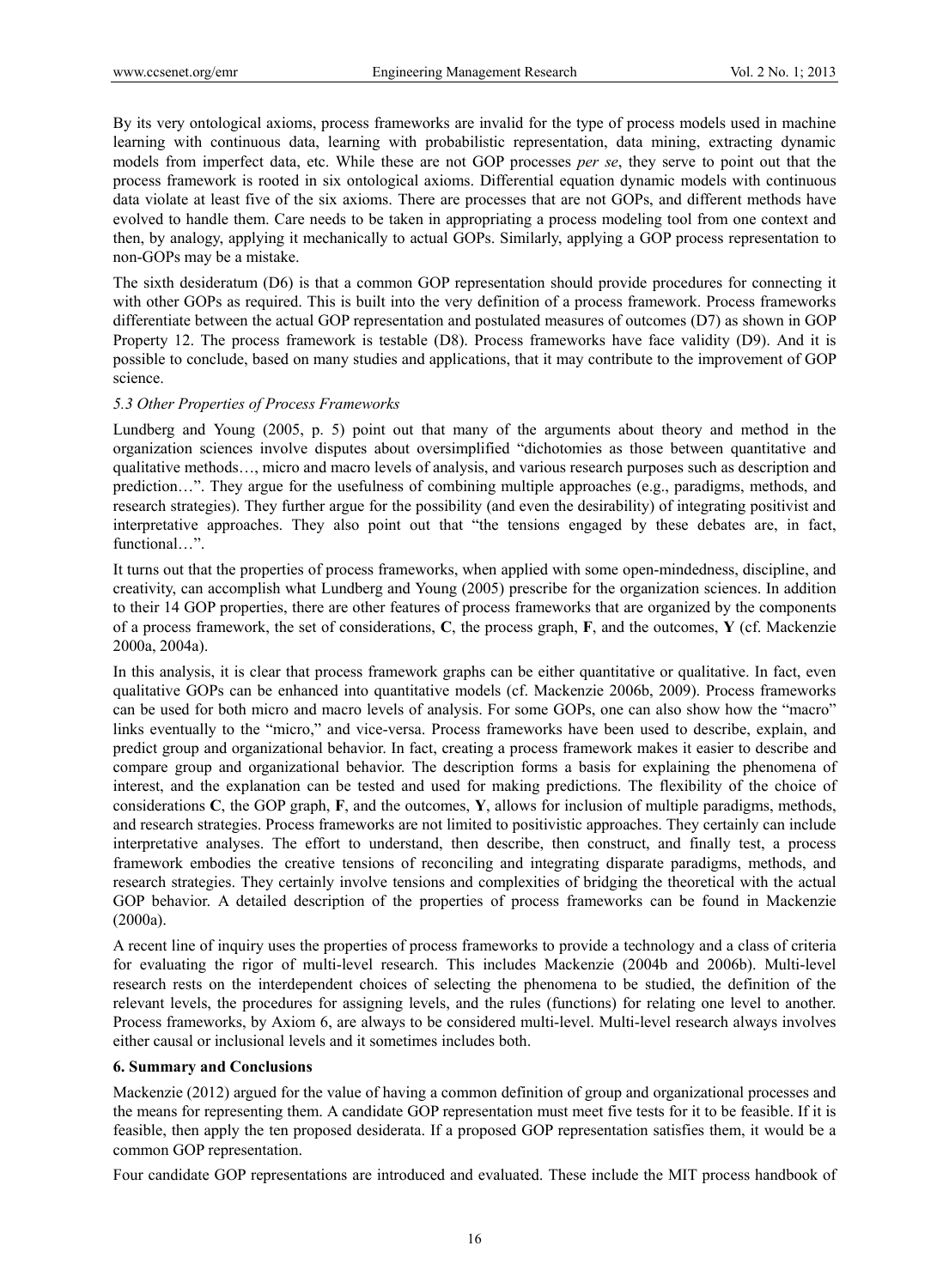By its very ontological axioms, process frameworks are invalid for the type of process models used in machine learning with continuous data, learning with probabilistic representation, data mining, extracting dynamic models from imperfect data, etc. While these are not GOP processes *per se*, they serve to point out that the process framework is rooted in six ontological axioms. Differential equation dynamic models with continuous data violate at least five of the six axioms. There are processes that are not GOPs, and different methods have evolved to handle them. Care needs to be taken in appropriating a process modeling tool from one context and then, by analogy, applying it mechanically to actual GOPs. Similarly, applying a GOP process representation to non-GOPs may be a mistake.

The sixth desideratum (D6) is that a common GOP representation should provide procedures for connecting it with other GOPs as required. This is built into the very definition of a process framework. Process frameworks differentiate between the actual GOP representation and postulated measures of outcomes (D7) as shown in GOP Property 12. The process framework is testable (D8). Process frameworks have face validity (D9). And it is possible to conclude, based on many studies and applications, that it may contribute to the improvement of GOP science.

### *5.3 Other Properties of Process Frameworks*

Lundberg and Young (2005, p. 5) point out that many of the arguments about theory and method in the organization sciences involve disputes about oversimplified "dichotomies as those between quantitative and qualitative methods…, micro and macro levels of analysis, and various research purposes such as description and prediction…". They argue for the usefulness of combining multiple approaches (e.g., paradigms, methods, and research strategies). They further argue for the possibility (and even the desirability) of integrating positivist and interpretative approaches. They also point out that "the tensions engaged by these debates are, in fact, functional…".

It turns out that the properties of process frameworks, when applied with some open-mindedness, discipline, and creativity, can accomplish what Lundberg and Young (2005) prescribe for the organization sciences. In addition to their 14 GOP properties, there are other features of process frameworks that are organized by the components of a process framework, the set of considerations, **C**, the process graph, **F**, and the outcomes, **Y** (cf. Mackenzie 2000a, 2004a).

In this analysis, it is clear that process framework graphs can be either quantitative or qualitative. In fact, even qualitative GOPs can be enhanced into quantitative models (cf. Mackenzie 2006b, 2009). Process frameworks can be used for both micro and macro levels of analysis. For some GOPs, one can also show how the "macro" links eventually to the "micro," and vice-versa. Process frameworks have been used to describe, explain, and predict group and organizational behavior. In fact, creating a process framework makes it easier to describe and compare group and organizational behavior. The description forms a basis for explaining the phenomena of interest, and the explanation can be tested and used for making predictions. The flexibility of the choice of considerations **C**, the GOP graph, **F**, and the outcomes, **Y**, allows for inclusion of multiple paradigms, methods, and research strategies. Process frameworks are not limited to positivistic approaches. They certainly can include interpretative analyses. The effort to understand, then describe, then construct, and finally test, a process framework embodies the creative tensions of reconciling and integrating disparate paradigms, methods, and research strategies. They certainly involve tensions and complexities of bridging the theoretical with the actual GOP behavior. A detailed description of the properties of process frameworks can be found in Mackenzie (2000a).

A recent line of inquiry uses the properties of process frameworks to provide a technology and a class of criteria for evaluating the rigor of multi-level research. This includes Mackenzie (2004b and 2006b). Multi-level research rests on the interdependent choices of selecting the phenomena to be studied, the definition of the relevant levels, the procedures for assigning levels, and the rules (functions) for relating one level to another. Process frameworks, by Axiom 6, are always to be considered multi-level. Multi-level research always involves either causal or inclusional levels and it sometimes includes both.

## 6. Summary and Conclusions

Mackenzie (2012) argued for the value of having a common definition of group and organizational processes and the means for representing them. A candidate GOP representation must meet five tests for it to be feasible. If it is feasible, then apply the ten proposed desiderata. If a proposed GOP representation satisfies them, it would be a common GOP representation.

Four candidate GOP representations are introduced and evaluated. These include the MIT process handbook of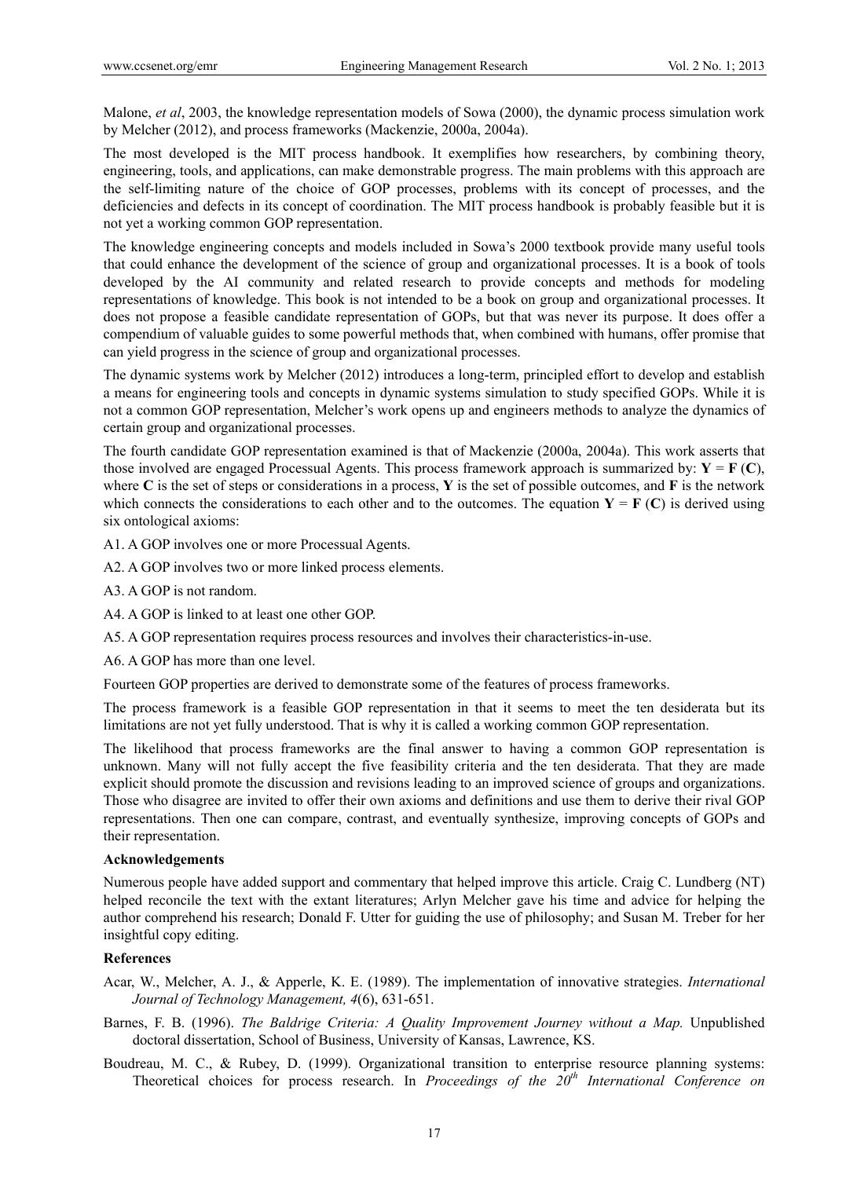Malone, *et al*, 2003, the knowledge representation models of Sowa (2000), the dynamic process simulation work by Melcher (2012), and process frameworks (Mackenzie, 2000a, 2004a).

The most developed is the MIT process handbook. It exemplifies how researchers, by combining theory, engineering, tools, and applications, can make demonstrable progress. The main problems with this approach are the self-limiting nature of the choice of GOP processes, problems with its concept of processes, and the deficiencies and defects in its concept of coordination. The MIT process handbook is probably feasible but it is not yet a working common GOP representation.

The knowledge engineering concepts and models included in Sowa's 2000 textbook provide many useful tools that could enhance the development of the science of group and organizational processes. It is a book of tools developed by the AI community and related research to provide concepts and methods for modeling representations of knowledge. This book is not intended to be a book on group and organizational processes. It does not propose a feasible candidate representation of GOPs, but that was never its purpose. It does offer a compendium of valuable guides to some powerful methods that, when combined with humans, offer promise that can yield progress in the science of group and organizational processes.

The dynamic systems work by Melcher (2012) introduces a long-term, principled effort to develop and establish a means for engineering tools and concepts in dynamic systems simulation to study specified GOPs. While it is not a common GOP representation, Melcher's work opens up and engineers methods to analyze the dynamics of certain group and organizational processes.

The fourth candidate GOP representation examined is that of Mackenzie (2000a, 2004a). This work asserts that those involved are engaged Processual Agents. This process framework approach is summarized by: $\mathbf{Y} = \mathbf{F}(\mathbf{C})$, where $\mathbf{C}$ is the set of steps or considerations in a process, $\mathbf{Y}$ is the set of possible outcomes, and $\mathbf{F}$ is the network which connects the considerations to each other and to the outcomes. The equation $\mathbf{Y} = \mathbf{F}(\mathbf{C})$ is derived using six ontological axioms:

A1. A GOP involves one or more Processual Agents.

A2. A GOP involves two or more linked process elements.

A3. A GOP is not random.

A4. A GOP is linked to at least one other GOP.

A5. A GOP representation requires process resources and involves their characteristics-in-use.

A6. A GOP has more than one level.

Fourteen GOP properties are derived to demonstrate some of the features of process frameworks.

The process framework is a feasible GOP representation in that it seems to meet the ten desiderata but its limitations are not yet fully understood. That is why it is called a working common GOP representation.

The likelihood that process frameworks are the final answer to having a common GOP representation is unknown. Many will not fully accept the five feasibility criteria and the ten desiderata. That they are made explicit should promote the discussion and revisions leading to an improved science of groups and organizations. Those who disagree are invited to offer their own axioms and definitions and use them to derive their rival GOP representations. Then one can compare, contrast, and eventually synthesize, improving concepts of GOPs and their representation.

**Acknowledgements**

Numerous people have added support and commentary that helped improve this article. Craig C. Lundberg (NT) helped reconcile the text with the extant literatures; Arlyn Melcher gave his time and advice for helping the author comprehend his research; Donald F. Utter for guiding the use of philosophy; and Susan M. Treber for her insightful copy editing.

**References**

Acar, W., Melcher, A. J., & Apperle, K. E. (1989). The implementation of innovative strategies. *International Journal of Technology Management, 4*(6), 631-651.

Barnes, F. B. (1996). *The Baldrige Criteria: A Quality Improvement Journey without a Map.* Unpublished doctoral dissertation, School of Business, University of Kansas, Lawrence, KS.

Boudreau, M. C., & Rubey, D. (1999). Organizational transition to enterprise resource planning systems: Theoretical choices for process research. In *Proceedings of the 20th International Conference on*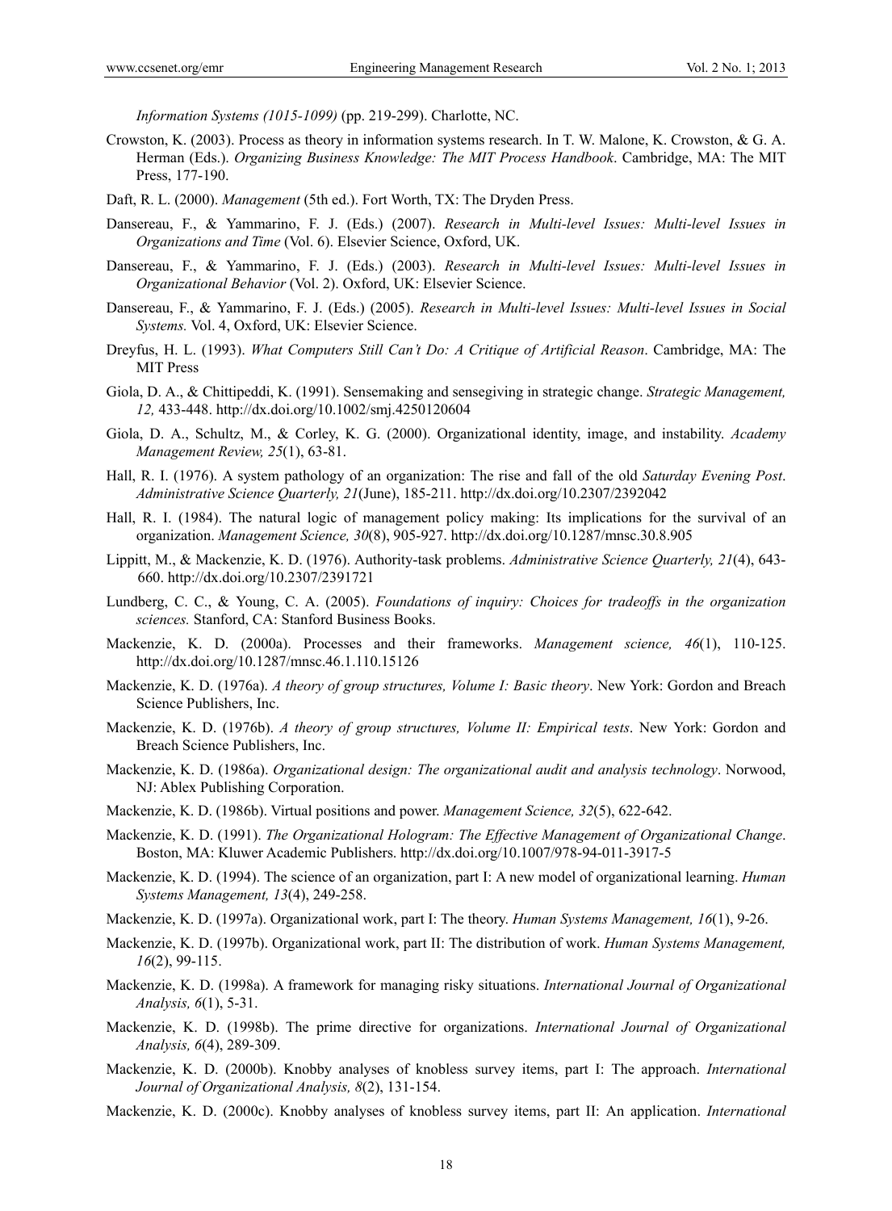*Information Systems (1015-1099)* (pp. 219-299). Charlotte, NC.

Crowston, K. (2003). Process as theory in information systems research. In T. W. Malone, K. Crowston, & G. A. Herman (Eds.). *Organizing Business Knowledge: The MIT Process Handbook*. Cambridge, MA: The MIT Press, 177-190.

Daft, R. L. (2000). *Management* (5th ed.). Fort Worth, TX: The Dryden Press.

Dansereau, F., & Yammarino, F. J. (Eds.) (2007). *Research in Multi-level Issues: Multi-level Issues in Organizations and Time* (Vol. 6). Elsevier Science, Oxford, UK.

Dansereau, F., & Yammarino, F. J. (Eds.) (2003). *Research in Multi-level Issues: Multi-level Issues in Organizational Behavior* (Vol. 2). Oxford, UK: Elsevier Science.

Dansereau, F., & Yammarino, F. J. (Eds.) (2005). *Research in Multi-level Issues: Multi-level Issues in Social Systems.* Vol. 4, Oxford, UK: Elsevier Science.

Dreyfus, H. L. (1993). *What Computers Still Can't Do: A Critique of Artificial Reason*. Cambridge, MA: The MIT Press

Giola, D. A., & Chittipeddi, K. (1991). Sensemaking and sensegiving in strategic change. *Strategic Management, 12,* 433-448. http://dx.doi.org/10.1002/smj.4250120604

Giola, D. A., Schultz, M., & Corley, K. G. (2000). Organizational identity, image, and instability. *Academy Management Review, 25*(1), 63-81.

Hall, R. I. (1976). A system pathology of an organization: The rise and fall of the old *Saturday Evening Post*. *Administrative Science Quarterly, 21*(June), 185-211. http://dx.doi.org/10.2307/2392042

Hall, R. I. (1984). The natural logic of management policy making: Its implications for the survival of an organization. *Management Science, 30*(8), 905-927. http://dx.doi.org/10.1287/mnsc.30.8.905

Lippitt, M., & Mackenzie, K. D. (1976). Authority-task problems. *Administrative Science Quarterly, 21*(4), 643-660. http://dx.doi.org/10.2307/2391721

Lundberg, C. C., & Young, C. A. (2005). *Foundations of inquiry: Choices for tradeoffs in the organization sciences.* Stanford, CA: Stanford Business Books.

Mackenzie, K. D. (2000a). Processes and their frameworks. *Management science, 46*(1), 110-125. http://dx.doi.org/10.1287/mnsc.46.1.110.15126

Mackenzie, K. D. (1976a). *A theory of group structures, Volume I: Basic theory*. New York: Gordon and Breach Science Publishers, Inc.

Mackenzie, K. D. (1976b). *A theory of group structures, Volume II: Empirical tests*. New York: Gordon and Breach Science Publishers, Inc.

Mackenzie, K. D. (1986a). *Organizational design: The organizational audit and analysis technology*. Norwood, NJ: Ablex Publishing Corporation.

Mackenzie, K. D. (1986b). Virtual positions and power. *Management Science, 32*(5), 622-642.

Mackenzie, K. D. (1991). *The Organizational Hologram: The Effective Management of Organizational Change*. Boston, MA: Kluwer Academic Publishers. http://dx.doi.org/10.1007/978-94-011-3917-5

Mackenzie, K. D. (1994). The science of an organization, part I: A new model of organizational learning. *Human Systems Management, 13*(4), 249-258.

Mackenzie, K. D. (1997a). Organizational work, part I: The theory. *Human Systems Management, 16*(1), 9-26.

Mackenzie, K. D. (1997b). Organizational work, part II: The distribution of work. *Human Systems Management, 16*(2), 99-115.

Mackenzie, K. D. (1998a). A framework for managing risky situations. *International Journal of Organizational Analysis, 6*(1), 5-31.

Mackenzie, K. D. (1998b). The prime directive for organizations. *International Journal of Organizational Analysis, 6*(4), 289-309.

Mackenzie, K. D. (2000b). Knobby analyses of knobless survey items, part I: The approach. *International Journal of Organizational Analysis, 8*(2), 131-154.

Mackenzie, K. D. (2000c). Knobby analyses of knobless survey items, part II: An application. *International*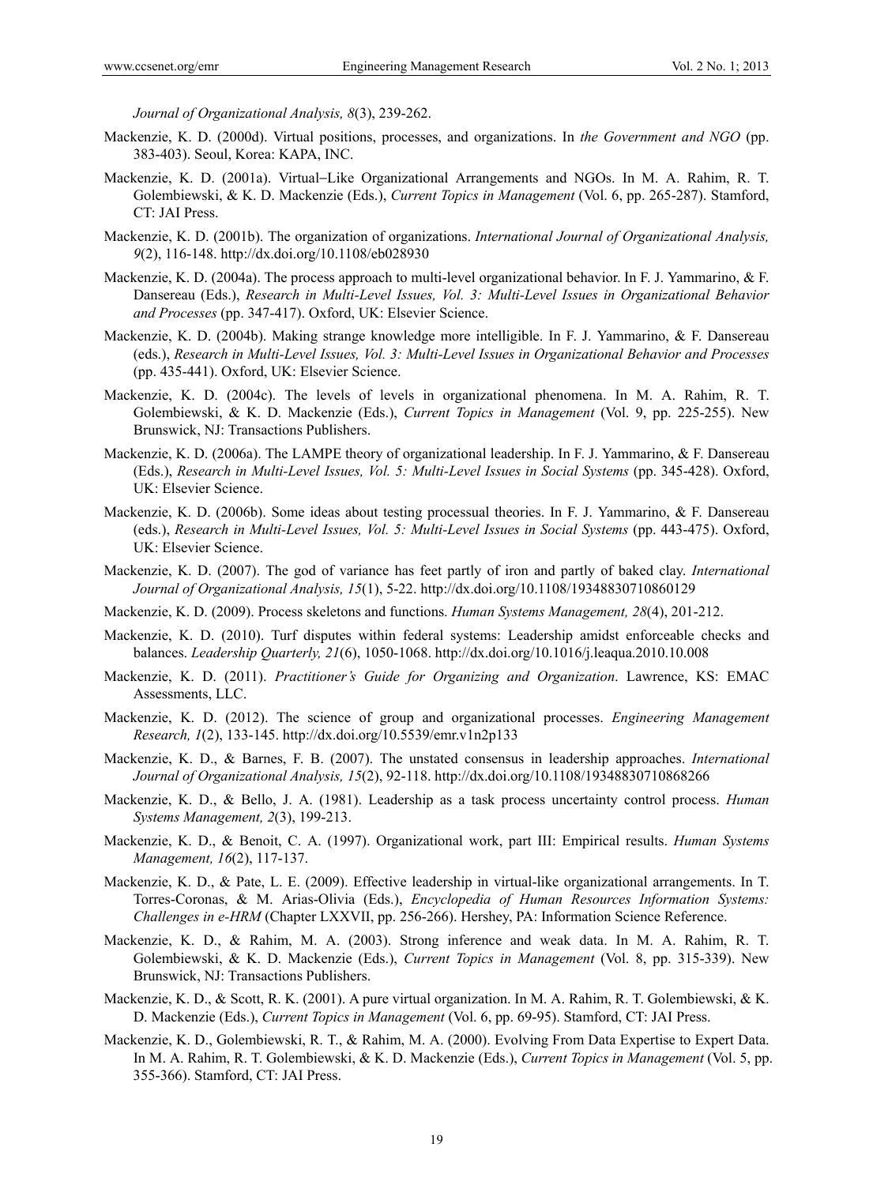*Journal of Organizational Analysis, 8*(3), 239-262.

Mackenzie, K. D. (2000d). Virtual positions, processes, and organizations. In *the Government and NGO* (pp. 383-403). Seoul, Korea: KAPA, INC.

Mackenzie, K. D. (2001a). Virtual−Like Organizational Arrangements and NGOs. In M. A. Rahim, R. T. Golembiewski, & K. D. Mackenzie (Eds.), *Current Topics in Management* (Vol. 6, pp. 265-287). Stamford, CT: JAI Press.

Mackenzie, K. D. (2001b). The organization of organizations. *International Journal of Organizational Analysis, 9*(2), 116-148. http://dx.doi.org/10.1108/eb028930

Mackenzie, K. D. (2004a). The process approach to multi-level organizational behavior. In F. J. Yammarino, & F. Dansereau (Eds.), *Research in Multi-Level Issues, Vol. 3: Multi-Level Issues in Organizational Behavior and Processes* (pp. 347-417). Oxford, UK: Elsevier Science.

Mackenzie, K. D. (2004b). Making strange knowledge more intelligible. In F. J. Yammarino, & F. Dansereau (eds.), *Research in Multi-Level Issues, Vol. 3: Multi-Level Issues in Organizational Behavior and Processes* (pp. 435-441). Oxford, UK: Elsevier Science.

Mackenzie, K. D. (2004c). The levels of levels in organizational phenomena. In M. A. Rahim, R. T. Golembiewski, & K. D. Mackenzie (Eds.), *Current Topics in Management* (Vol. 9, pp. 225-255). New Brunswick, NJ: Transactions Publishers.

Mackenzie, K. D. (2006a). The LAMPE theory of organizational leadership. In F. J. Yammarino, & F. Dansereau (Eds.), *Research in Multi-Level Issues, Vol. 5: Multi-Level Issues in Social Systems* (pp. 345-428). Oxford, UK: Elsevier Science.

Mackenzie, K. D. (2006b). Some ideas about testing processual theories. In F. J. Yammarino, & F. Dansereau (eds.), *Research in Multi-Level Issues, Vol. 5: Multi-Level Issues in Social Systems* (pp. 443-475). Oxford, UK: Elsevier Science.

Mackenzie, K. D. (2007). The god of variance has feet partly of iron and partly of baked clay. *International Journal of Organizational Analysis, 15*(1), 5-22. http://dx.doi.org/10.1108/19348830710860129

Mackenzie, K. D. (2009). Process skeletons and functions. *Human Systems Management, 28*(4), 201-212.

Mackenzie, K. D. (2010). Turf disputes within federal systems: Leadership amidst enforceable checks and balances. *Leadership Quarterly, 21*(6), 1050-1068. http://dx.doi.org/10.1016/j.leaqua.2010.10.008

Mackenzie, K. D. (2011). *Practitioner's Guide for Organizing and Organization*. Lawrence, KS: EMAC Assessments, LLC.

Mackenzie, K. D. (2012). The science of group and organizational processes. *Engineering Management Research, 1*(2), 133-145. http://dx.doi.org/10.5539/emr.v1n2p133

Mackenzie, K. D., & Barnes, F. B. (2007). The unstated consensus in leadership approaches. *International Journal of Organizational Analysis, 15*(2), 92-118. http://dx.doi.org/10.1108/19348830710868266

Mackenzie, K. D., & Bello, J. A. (1981). Leadership as a task process uncertainty control process. *Human Systems Management, 2*(3), 199-213.

Mackenzie, K. D., & Benoit, C. A. (1997). Organizational work, part III: Empirical results. *Human Systems Management, 16*(2), 117-137.

Mackenzie, K. D., & Pate, L. E. (2009). Effective leadership in virtual-like organizational arrangements. In T. Torres-Coronas, & M. Arias-Olivia (Eds.), *Encyclopedia of Human Resources Information Systems: Challenges in e-HRM* (Chapter LXXVII, pp. 256-266). Hershey, PA: Information Science Reference.

Mackenzie, K. D., & Rahim, M. A. (2003). Strong inference and weak data. In M. A. Rahim, R. T. Golembiewski, & K. D. Mackenzie (Eds.), *Current Topics in Management* (Vol. 8, pp. 315-339). New Brunswick, NJ: Transactions Publishers.

Mackenzie, K. D., & Scott, R. K. (2001). A pure virtual organization. In M. A. Rahim, R. T. Golembiewski, & K. D. Mackenzie (Eds.), *Current Topics in Management* (Vol. 6, pp. 69-95). Stamford, CT: JAI Press.

Mackenzie, K. D., Golembiewski, R. T., & Rahim, M. A. (2000). Evolving From Data Expertise to Expert Data. In M. A. Rahim, R. T. Golembiewski, & K. D. Mackenzie (Eds.), *Current Topics in Management* (Vol. 5, pp. 355-366). Stamford, CT: JAI Press.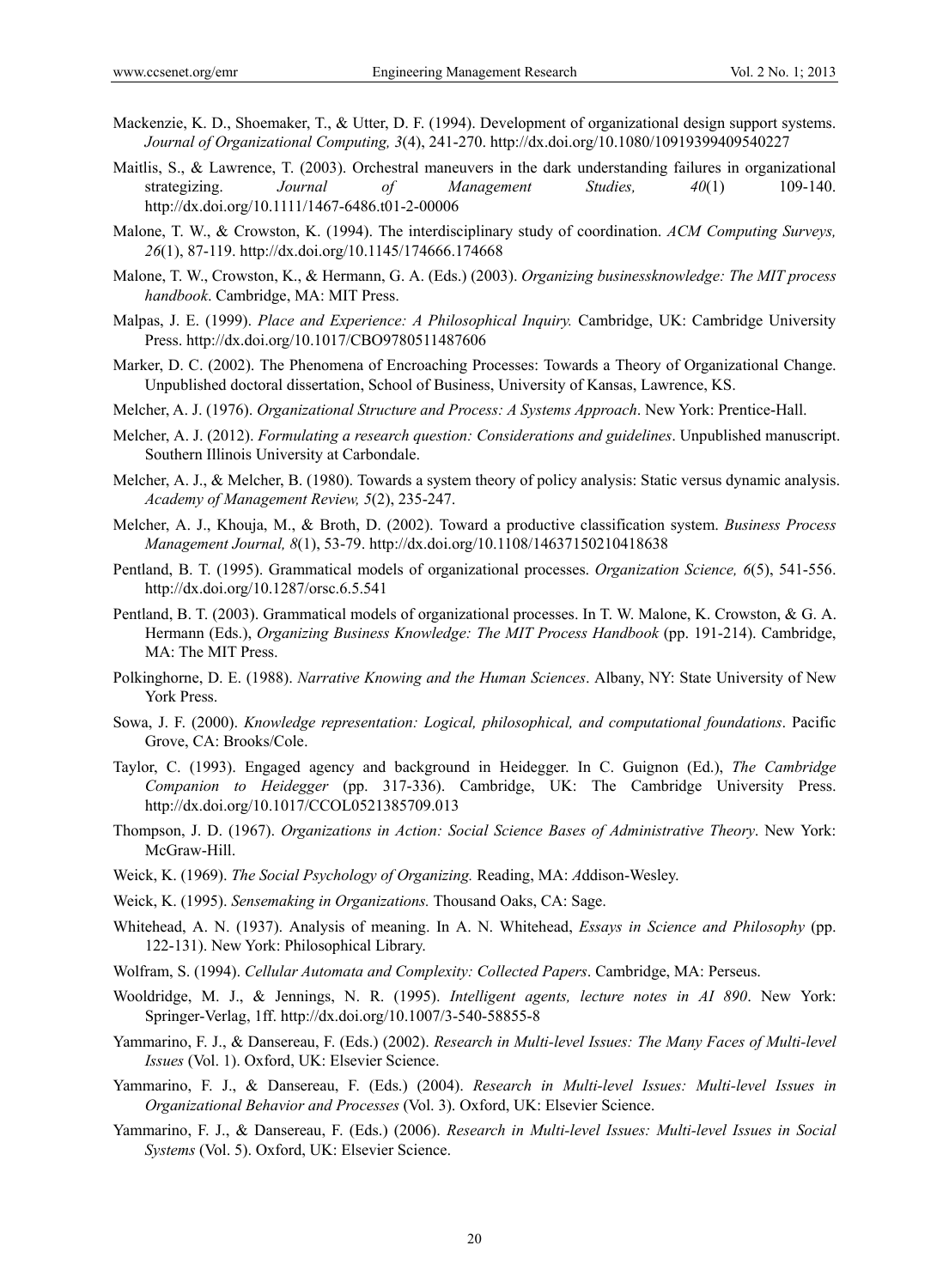Mackenzie, K. D., Shoemaker, T., & Utter, D. F. (1994). Development of organizational design support systems. *Journal of Organizational Computing, 3*(4), 241-270. http://dx.doi.org/10.1080/10919399409540227

Maitlis, S., & Lawrence, T. (2003). Orchestral maneuvers in the dark understanding failures in organizational strategizing. *Journal of Management Studies, 40*(1) 109-140. http://dx.doi.org/10.1111/1467-6486.t01-2-00006

Malone, T. W., & Crowston, K. (1994). The interdisciplinary study of coordination. *ACM Computing Surveys, 26*(1), 87-119. http://dx.doi.org/10.1145/174666.174668

Malone, T. W., Crowston, K., & Hermann, G. A. (Eds.) (2003). *Organizing businessknowledge: The MIT process handbook*. Cambridge, MA: MIT Press.

Malpas, J. E. (1999). *Place and Experience: A Philosophical Inquiry.* Cambridge, UK: Cambridge University Press. http://dx.doi.org/10.1017/CBO9780511487606

Marker, D. C. (2002). The Phenomena of Encroaching Processes: Towards a Theory of Organizational Change. Unpublished doctoral dissertation, School of Business, University of Kansas, Lawrence, KS.

Melcher, A. J. (1976). *Organizational Structure and Process: A Systems Approach*. New York: Prentice-Hall.

Melcher, A. J. (2012). *Formulating a research question: Considerations and guidelines*. Unpublished manuscript. Southern Illinois University at Carbondale.

Melcher, A. J., & Melcher, B. (1980). Towards a system theory of policy analysis: Static versus dynamic analysis. *Academy of Management Review, 5*(2), 235-247.

Melcher, A. J., Khouja, M., & Broth, D. (2002). Toward a productive classification system. *Business Process Management Journal, 8*(1), 53-79. http://dx.doi.org/10.1108/14637150210418638

Pentland, B. T. (1995). Grammatical models of organizational processes. *Organization Science, 6*(5), 541-556. http://dx.doi.org/10.1287/orsc.6.5.541

Pentland, B. T. (2003). Grammatical models of organizational processes. In T. W. Malone, K. Crowston, & G. A. Hermann (Eds.), *Organizing Business Knowledge: The MIT Process Handbook* (pp. 191-214). Cambridge, MA: The MIT Press.

Polkinghorne, D. E. (1988). *Narrative Knowing and the Human Sciences*. Albany, NY: State University of New York Press.

Sowa, J. F. (2000). *Knowledge representation: Logical, philosophical, and computational foundations*. Pacific Grove, CA: Brooks/Cole.

Taylor, C. (1993). Engaged agency and background in Heidegger. In C. Guignon (Ed.), *The Cambridge Companion to Heidegger* (pp. 317-336). Cambridge, UK: The Cambridge University Press. http://dx.doi.org/10.1017/CCOL0521385709.013

Thompson, J. D. (1967). *Organizations in Action: Social Science Bases of Administrative Theory*. New York: McGraw-Hill.

Weick, K. (1969). *The Social Psychology of Organizing.* Reading, MA: *A*ddison-Wesley.

Weick, K. (1995). *Sensemaking in Organizations.* Thousand Oaks, CA: Sage.

Whitehead, A. N. (1937). Analysis of meaning. In A. N. Whitehead, *Essays in Science and Philosophy* (pp. 122-131). New York: Philosophical Library.

Wolfram, S. (1994). *Cellular Automata and Complexity: Collected Papers*. Cambridge, MA: Perseus.

Wooldridge, M. J., & Jennings, N. R. (1995). *Intelligent agents, lecture notes in AI 890*. New York: Springer-Verlag, 1ff. http://dx.doi.org/10.1007/3-540-58855-8

Yammarino, F. J., & Dansereau, F. (Eds.) (2002). *Research in Multi-level Issues: The Many Faces of Multi-level Issues* (Vol. 1). Oxford, UK: Elsevier Science.

Yammarino, F. J., & Dansereau, F. (Eds.) (2004). *Research in Multi-level Issues: Multi-level Issues in Organizational Behavior and Processes* (Vol. 3). Oxford, UK: Elsevier Science.

Yammarino, F. J., & Dansereau, F. (Eds.) (2006). *Research in Multi-level Issues: Multi-level Issues in Social Systems* (Vol. 5). Oxford, UK: Elsevier Science.